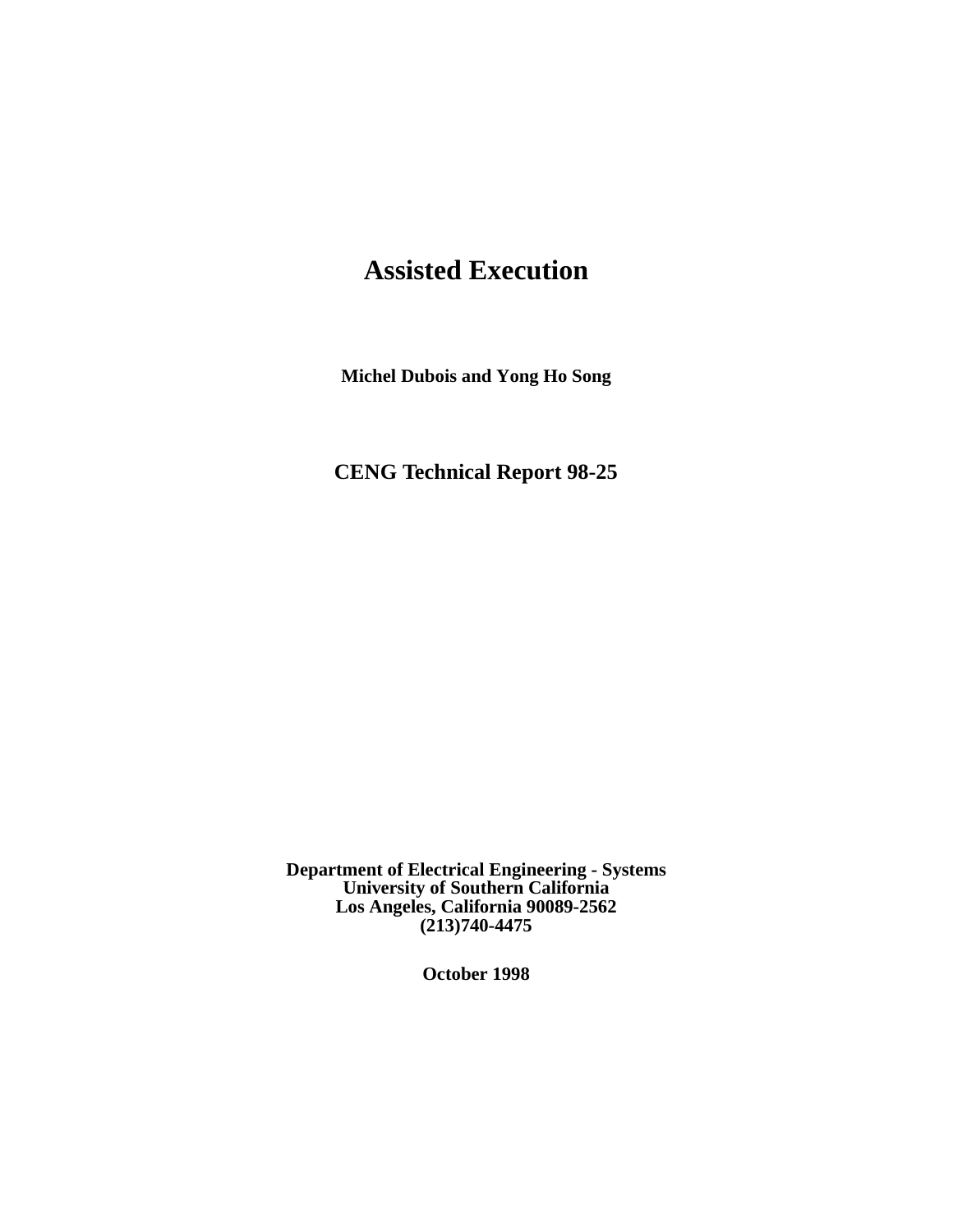# Assisted Execution

**Michel Dubois and Yong Ho Song**

**CENG Technical Report 98-25**

**Department of Electrical Engineering - Systems**
**University of Southern California**
**Los Angeles, California 90089-2562**
**(213)740-4475**

**October 1998**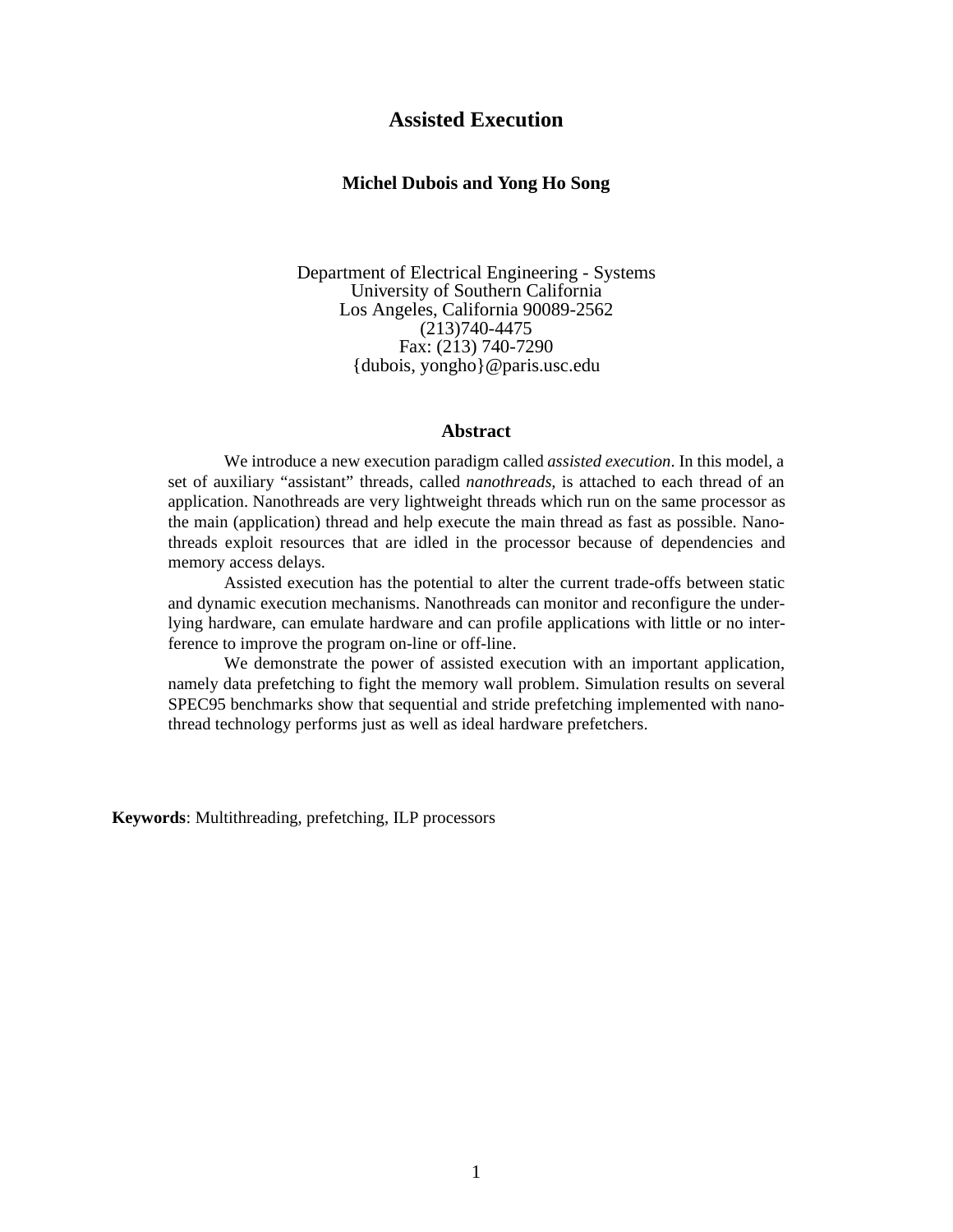# Assisted Execution

**Michel Dubois and Yong Ho Song**

Department of Electrical Engineering - Systems
University of Southern California
Los Angeles, California 90089-2562
(213)740-4475
Fax: (213) 740-7290
{dubois, yongho}@paris.usc.edu

## Abstract

We introduce a new execution paradigm called *assisted execution*. In this model, a set of auxiliary "assistant" threads, called *nanothreads,* is attached to each thread of an application. Nanothreads are very lightweight threads which run on the same processor as the main (application) thread and help execute the main thread as fast as possible. Nanothreads exploit resources that are idled in the processor because of dependencies and memory access delays.

Assisted execution has the potential to alter the current trade-offs between static and dynamic execution mechanisms. Nanothreads can monitor and reconfigure the underlying hardware, can emulate hardware and can profile applications with little or no interference to improve the program on-line or off-line.

We demonstrate the power of assisted execution with an important application, namely data prefetching to fight the memory wall problem. Simulation results on several SPEC95 benchmarks show that sequential and stride prefetching implemented with nanothread technology performs just as well as ideal hardware prefetchers.

**Keywords**: Multithreading, prefetching, ILP processors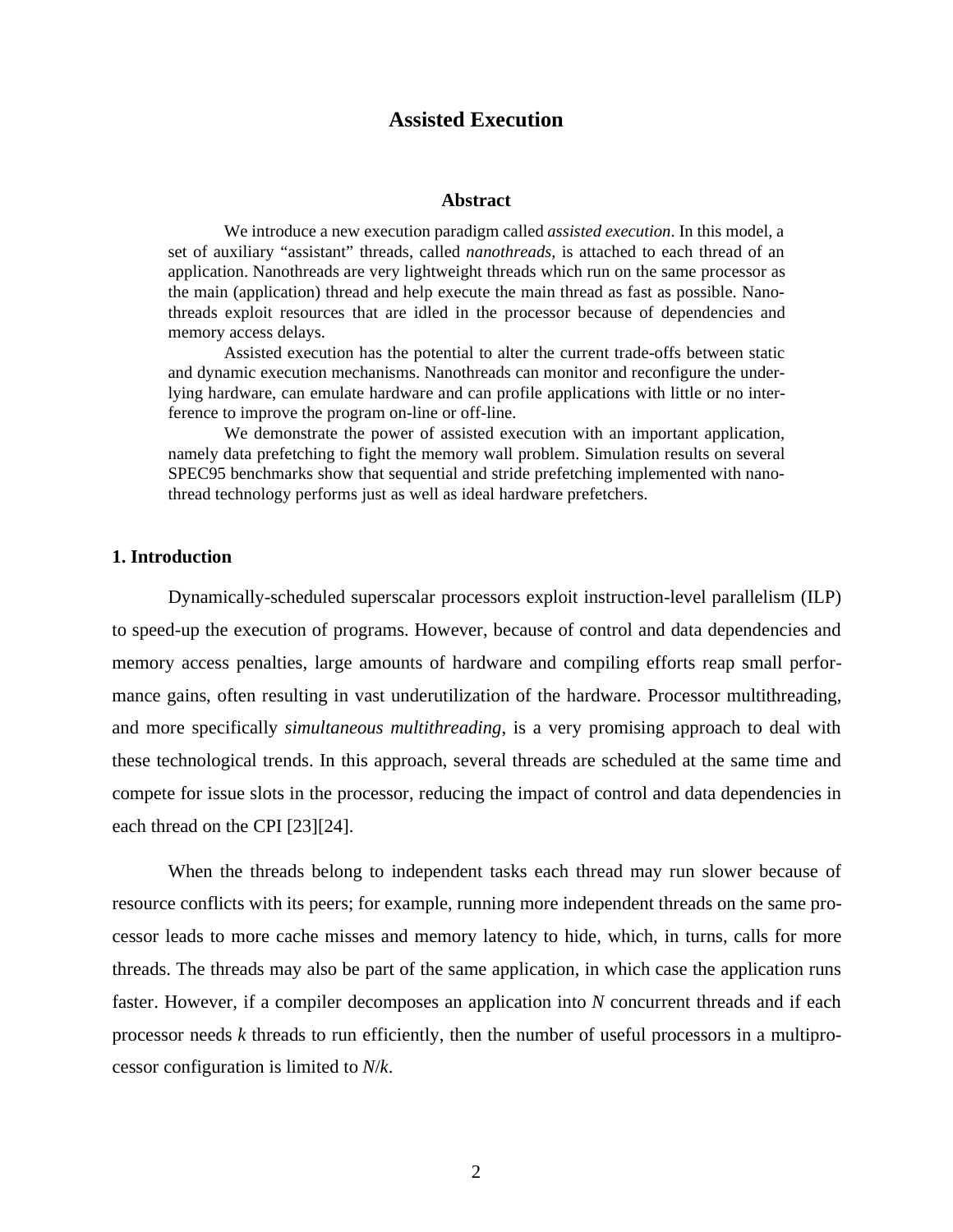# Assisted Execution

## Abstract

We introduce a new execution paradigm called *assisted execution*. In this model, a set of auxiliary "assistant" threads, called *nanothreads*, is attached to each thread of an application. Nanothreads are very lightweight threads which run on the same processor as the main (application) thread and help execute the main thread as fast as possible. Nanothreads exploit resources that are idled in the processor because of dependencies and memory access delays.

Assisted execution has the potential to alter the current trade-offs between static and dynamic execution mechanisms. Nanothreads can monitor and reconfigure the underlying hardware, can emulate hardware and can profile applications with little or no interference to improve the program on-line or off-line.

We demonstrate the power of assisted execution with an important application, namely data prefetching to fight the memory wall problem. Simulation results on several SPEC95 benchmarks show that sequential and stride prefetching implemented with nanothread technology performs just as well as ideal hardware prefetchers.

## 1. Introduction

Dynamically-scheduled superscalar processors exploit instruction-level parallelism (ILP) to speed-up the execution of programs. However, because of control and data dependencies and memory access penalties, large amounts of hardware and compiling efforts reap small performance gains, often resulting in vast underutilization of the hardware. Processor multithreading, and more specifically *simultaneous multithreading*, is a very promising approach to deal with these technological trends. In this approach, several threads are scheduled at the same time and compete for issue slots in the processor, reducing the impact of control and data dependencies in each thread on the CPI [23][24].

When the threads belong to independent tasks each thread may run slower because of resource conflicts with its peers; for example, running more independent threads on the same processor leads to more cache misses and memory latency to hide, which, in turns, calls for more threads. The threads may also be part of the same application, in which case the application runs faster. However, if a compiler decomposes an application into $N$ concurrent threads and if each processor needs $k$ threads to run efficiently, then the number of useful processors in a multiprocessor configuration is limited to $N/k$.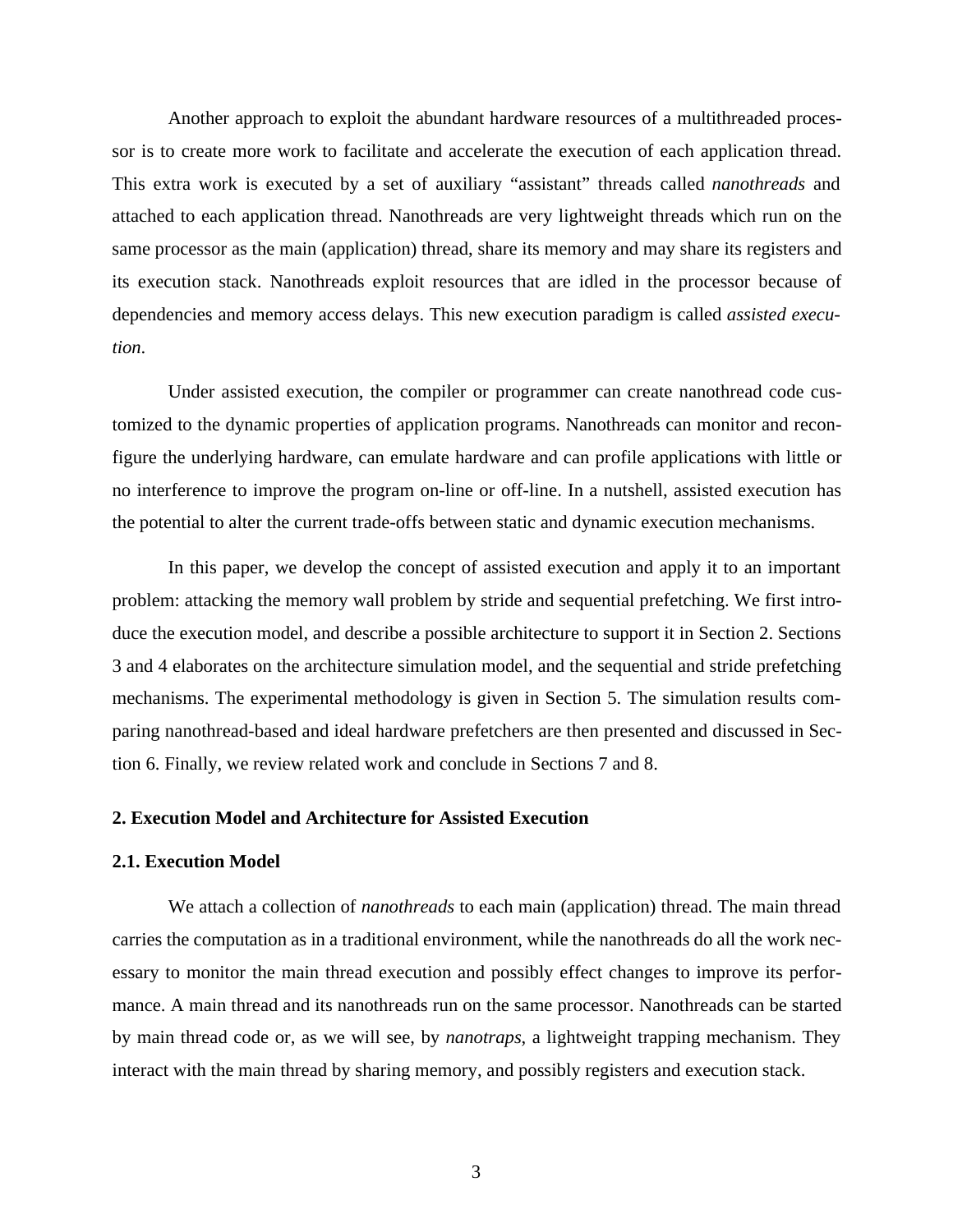Another approach to exploit the abundant hardware resources of a multithreaded processor is to create more work to facilitate and accelerate the execution of each application thread. This extra work is executed by a set of auxiliary "assistant" threads called *nanothreads* and attached to each application thread. Nanothreads are very lightweight threads which run on the same processor as the main (application) thread, share its memory and may share its registers and its execution stack. Nanothreads exploit resources that are idled in the processor because of dependencies and memory access delays. This new execution paradigm is called *assisted execution*.

Under assisted execution, the compiler or programmer can create nanothread code customized to the dynamic properties of application programs. Nanothreads can monitor and reconfigure the underlying hardware, can emulate hardware and can profile applications with little or no interference to improve the program on-line or off-line. In a nutshell, assisted execution has the potential to alter the current trade-offs between static and dynamic execution mechanisms.

In this paper, we develop the concept of assisted execution and apply it to an important problem: attacking the memory wall problem by stride and sequential prefetching. We first introduce the execution model, and describe a possible architecture to support it in Section 2. Sections 3 and 4 elaborates on the architecture simulation model, and the sequential and stride prefetching mechanisms. The experimental methodology is given in Section 5. The simulation results comparing nanothread-based and ideal hardware prefetchers are then presented and discussed in Section 6. Finally, we review related work and conclude in Sections 7 and 8.

## 2. Execution Model and Architecture for Assisted Execution

### 2.1. Execution Model

We attach a collection of *nanothreads* to each main (application) thread. The main thread carries the computation as in a traditional environment, while the nanothreads do all the work necessary to monitor the main thread execution and possibly effect changes to improve its performance. A main thread and its nanothreads run on the same processor. Nanothreads can be started by main thread code or, as we will see, by *nanotraps*, a lightweight trapping mechanism. They interact with the main thread by sharing memory, and possibly registers and execution stack.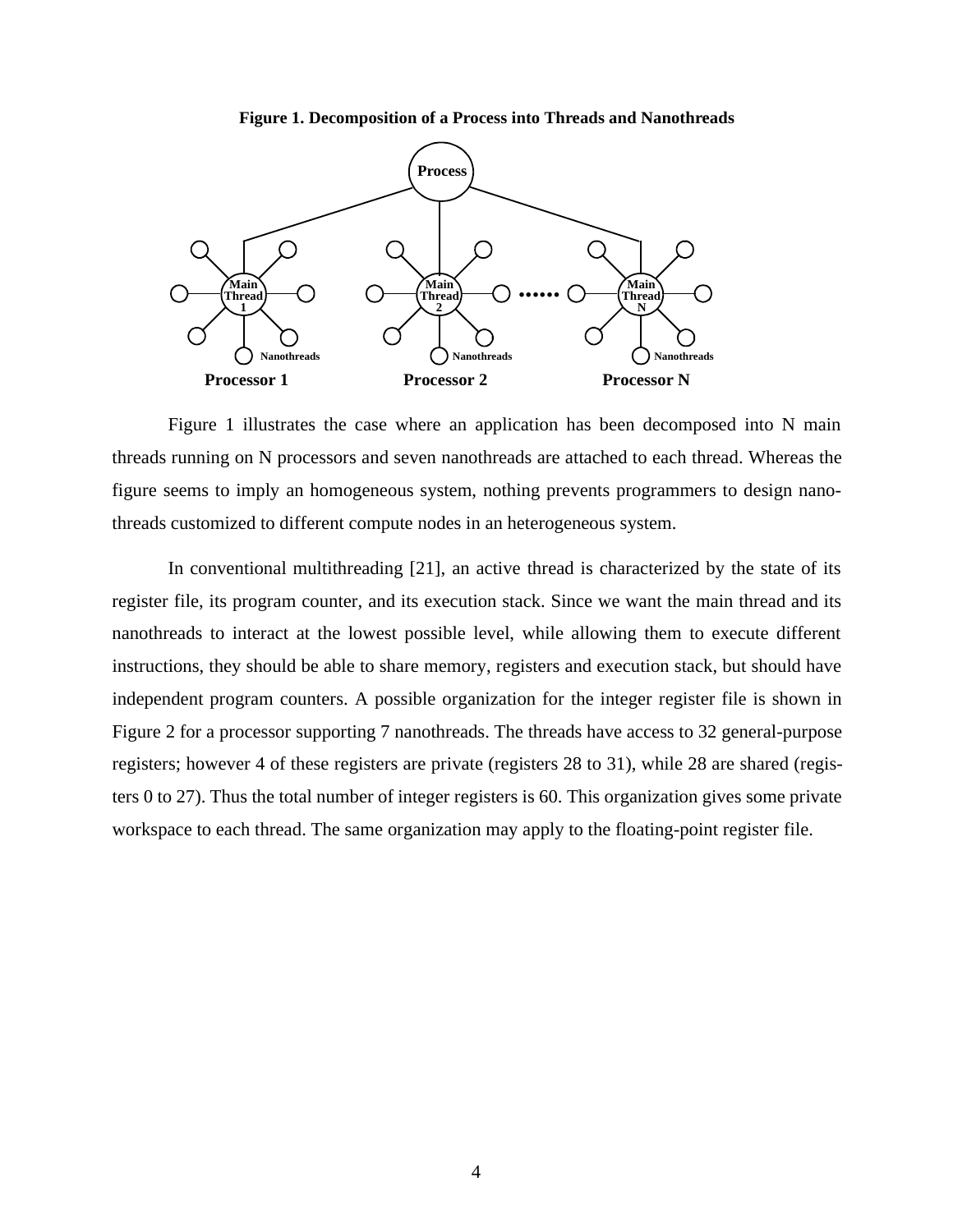**Figure 1. Decomposition of a Process into Threads and Nanothreads**

Figure 1 illustrates the case where an application has been decomposed into N main threads running on N processors and seven nanothreads are attached to each thread. Whereas the figure seems to imply an homogeneous system, nothing prevents programmers to design nano-threads customized to different compute nodes in an heterogeneous system.

In conventional multithreading [21], an active thread is characterized by the state of its register file, its program counter, and its execution stack. Since we want the main thread and its nanothreads to interact at the lowest possible level, while allowing them to execute different instructions, they should be able to share memory, registers and execution stack, but should have independent program counters. A possible organization for the integer register file is shown in Figure 2 for a processor supporting 7 nanothreads. The threads have access to 32 general-purpose registers; however 4 of these registers are private (registers 28 to 31), while 28 are shared (registers 0 to 27). Thus the total number of integer registers is 60. This organization gives some private workspace to each thread. The same organization may apply to the floating-point register file.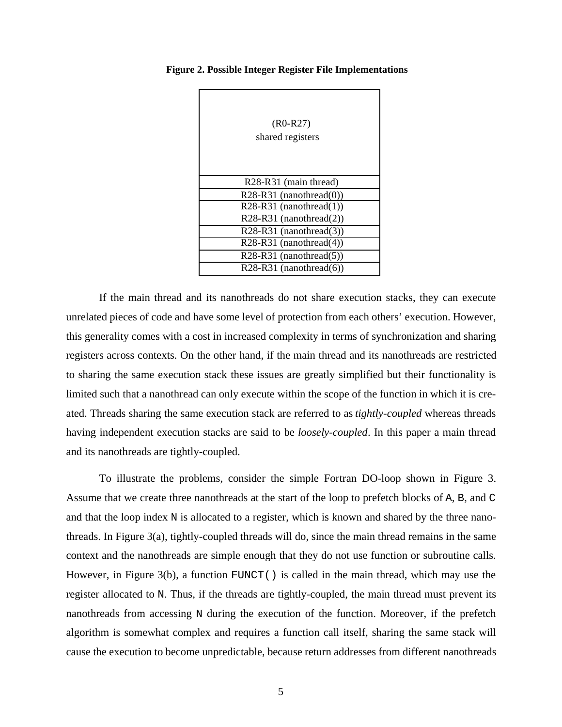**Figure 2. Possible Integer Register File Implementations**

| (R0-R27) shared registers |
|---|
| R28-R31 (main thread) |
| R28-R31 (nanothread(0)) |
| R28-R31 (nanothread(1)) |
| R28-R31 (nanothread(2)) |
| R28-R31 (nanothread(3)) |
| R28-R31 (nanothread(4)) |
| R28-R31 (nanothread(5)) |
| R28-R31 (nanothread(6)) |

If the main thread and its nanothreads do not share execution stacks, they can execute unrelated pieces of code and have some level of protection from each others' execution. However, this generality comes with a cost in increased complexity in terms of synchronization and sharing registers across contexts. On the other hand, if the main thread and its nanothreads are restricted to sharing the same execution stack these issues are greatly simplified but their functionality is limited such that a nanothread can only execute within the scope of the function in which it is created. Threads sharing the same execution stack are referred to as *tightly-coupled* whereas threads having independent execution stacks are said to be *loosely-coupled*. In this paper a main thread and its nanothreads are tightly-coupled.

To illustrate the problems, consider the simple Fortran DO-loop shown in Figure 3. Assume that we create three nanothreads at the start of the loop to prefetch blocks of `A`, `B`, and `C` and that the loop index `N` is allocated to a register, which is known and shared by the three nanothreads. In Figure 3(a), tightly-coupled threads will do, since the main thread remains in the same context and the nanothreads are simple enough that they do not use function or subroutine calls. However, in Figure 3(b), a function `FUNCT()` is called in the main thread, which may use the register allocated to `N`. Thus, if the threads are tightly-coupled, the main thread must prevent its nanothreads from accessing `N` during the execution of the function. Moreover, if the prefetch algorithm is somewhat complex and requires a function call itself, sharing the same stack will cause the execution to become unpredictable, because return addresses from different nanothreads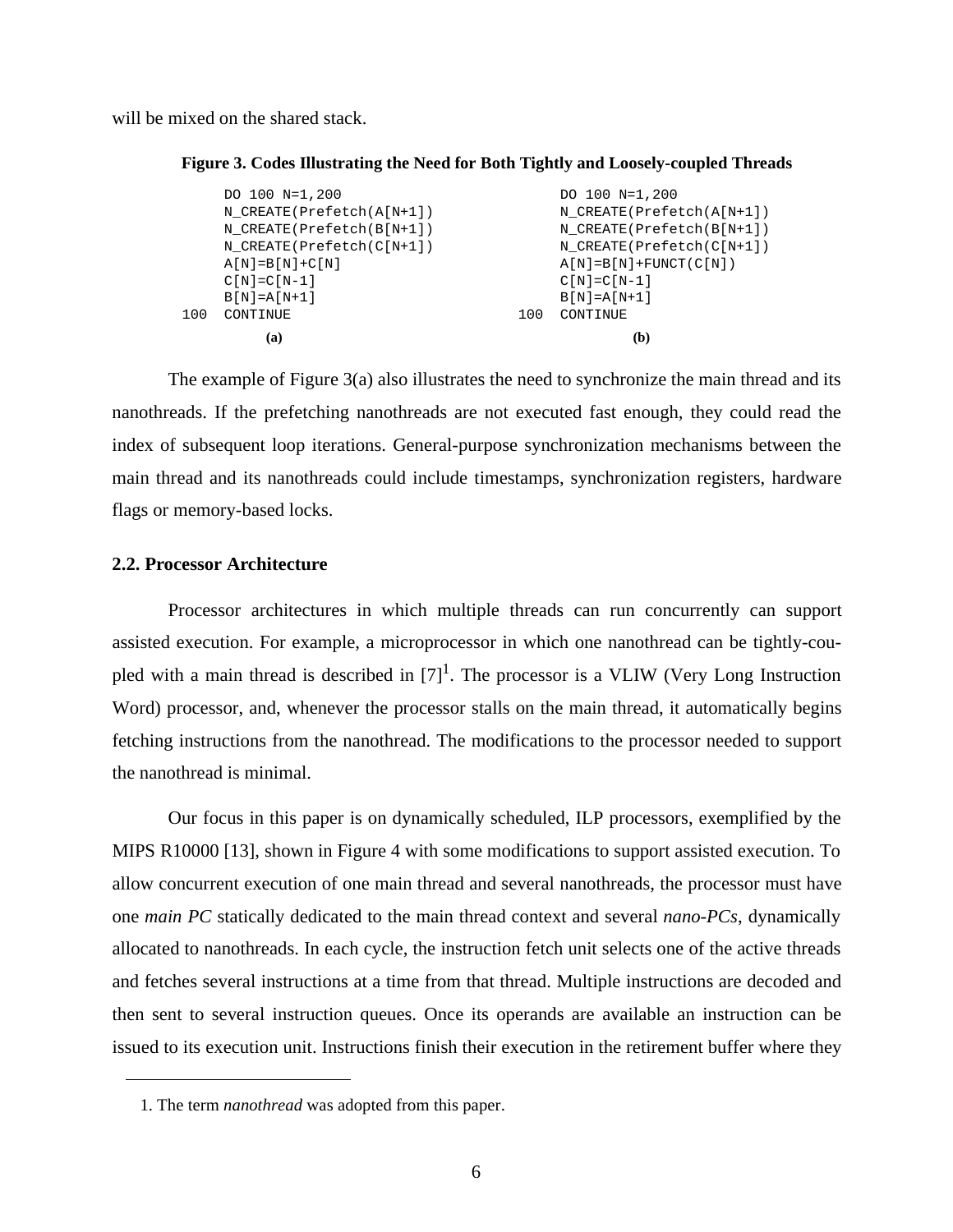will be mixed on the shared stack.

**Figure 3. Codes Illustrating the Need for Both Tightly and Loosely-coupled Threads**

```
     DO 100 N=1,200
     N_CREATE(Prefetch(A[N+1])
     N_CREATE(Prefetch(B[N+1])
     N_CREATE(Prefetch(C[N+1])
     A[N]=B[N]+C[N]
     C[N]=C[N-1]
     B[N]=A[N+1]
100  CONTINUE
```

**(a)**

```
     DO 100 N=1,200
     N_CREATE(Prefetch(A[N+1])
     N_CREATE(Prefetch(B[N+1])
     N_CREATE(Prefetch(C[N+1])
     A[N]=B[N]+FUNCT(C[N])
     C[N]=C[N-1]
     B[N]=A[N+1]
100  CONTINUE
```

**(b)**

The example of Figure 3(a) also illustrates the need to synchronize the main thread and its nanothreads. If the prefetching nanothreads are not executed fast enough, they could read the index of subsequent loop iterations. General-purpose synchronization mechanisms between the main thread and its nanothreads could include timestamps, synchronization registers, hardware flags or memory-based locks.

### 2.2. Processor Architecture

Processor architectures in which multiple threads can run concurrently can support assisted execution. For example, a microprocessor in which one nanothread can be tightly-coupled with a main thread is described in [7][1]. The processor is a VLIW (Very Long Instruction Word) processor, and, whenever the processor stalls on the main thread, it automatically begins fetching instructions from the nanothread. The modifications to the processor needed to support the nanothread is minimal.

Our focus in this paper is on dynamically scheduled, ILP processors, exemplified by the MIPS R10000 [13], shown in Figure 4 with some modifications to support assisted execution. To allow concurrent execution of one main thread and several nanothreads, the processor must have one *main PC* statically dedicated to the main thread context and several *nano-PCs*, dynamically allocated to nanothreads. In each cycle, the instruction fetch unit selects one of the active threads and fetches several instructions at a time from that thread. Multiple instructions are decoded and then sent to several instruction queues. Once its operands are available an instruction can be issued to its execution unit. Instructions finish their execution in the retirement buffer where they

1. The term *nanothread* was adopted from this paper.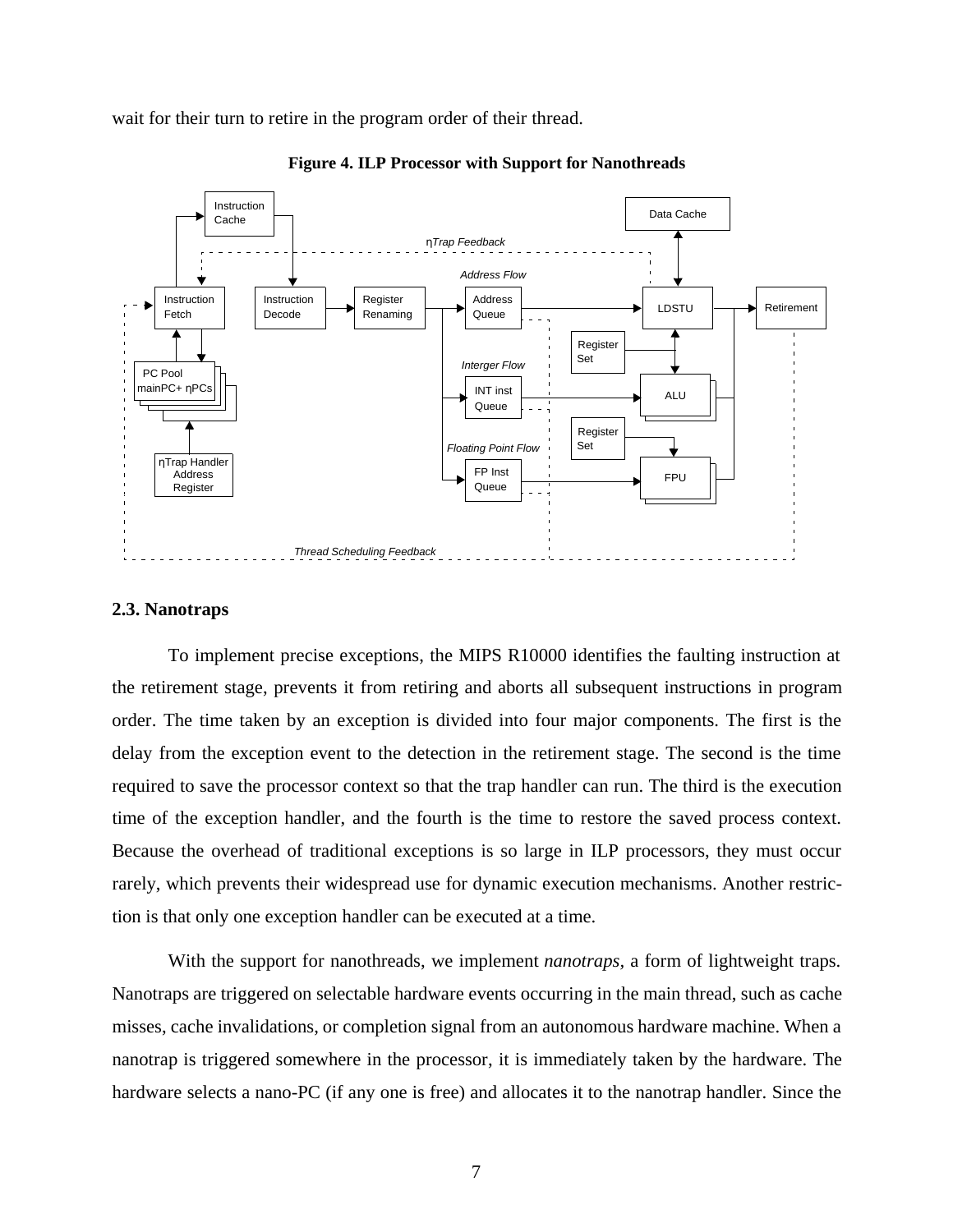wait for their turn to retire in the program order of their thread.

**Figure 4. ILP Processor with Support for Nanothreads**

## 2.3. Nanotraps

To implement precise exceptions, the MIPS R10000 identifies the faulting instruction at the retirement stage, prevents it from retiring and aborts all subsequent instructions in program order. The time taken by an exception is divided into four major components. The first is the delay from the exception event to the detection in the retirement stage. The second is the time required to save the processor context so that the trap handler can run. The third is the execution time of the exception handler, and the fourth is the time to restore the saved process context. Because the overhead of traditional exceptions is so large in ILP processors, they must occur rarely, which prevents their widespread use for dynamic execution mechanisms. Another restriction is that only one exception handler can be executed at a time.

With the support for nanothreads, we implement *nanotraps,* a form of lightweight traps. Nanotraps are triggered on selectable hardware events occurring in the main thread, such as cache misses, cache invalidations, or completion signal from an autonomous hardware machine. When a nanotrap is triggered somewhere in the processor, it is immediately taken by the hardware. The hardware selects a nano-PC (if any one is free) and allocates it to the nanotrap handler. Since the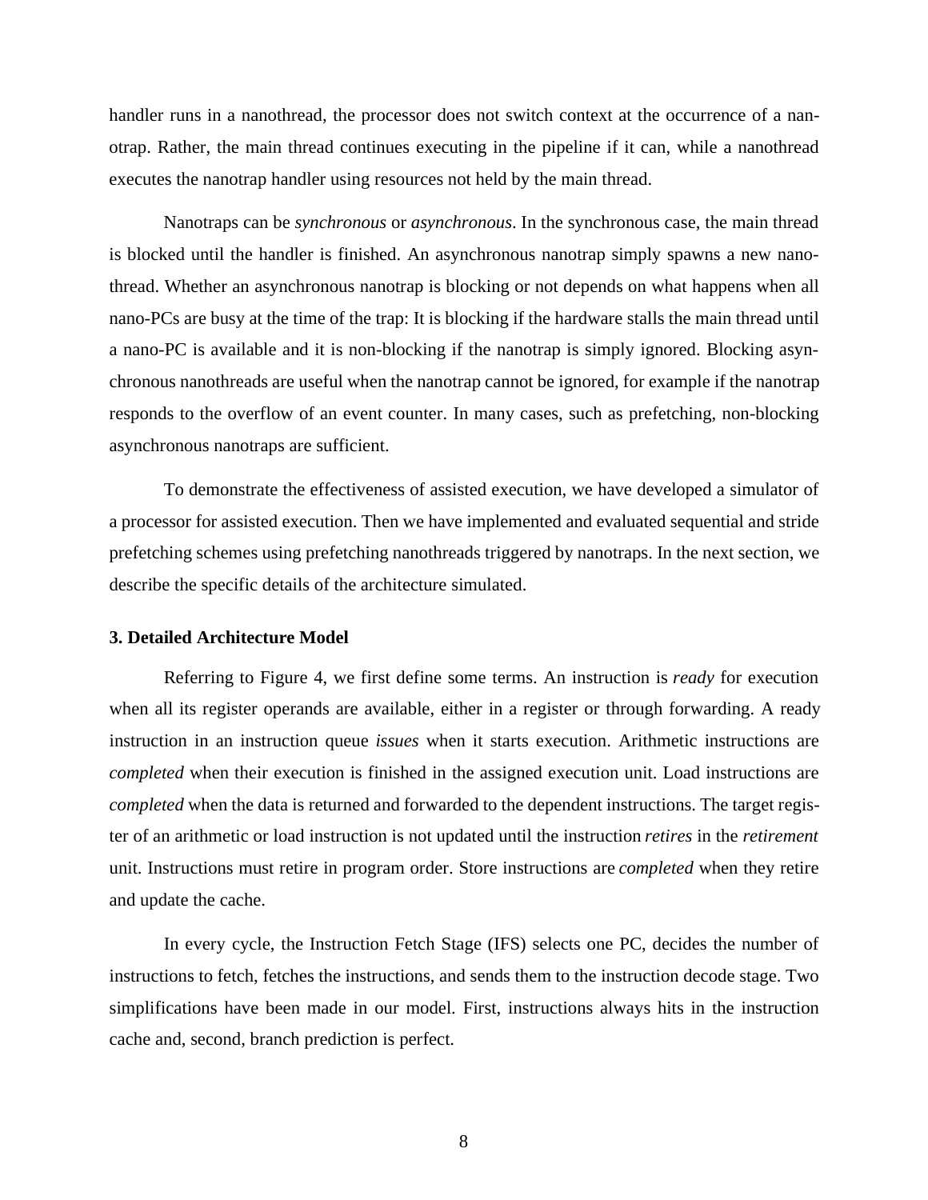handler runs in a nanothread, the processor does not switch context at the occurrence of a nanotrap. Rather, the main thread continues executing in the pipeline if it can, while a nanothread executes the nanotrap handler using resources not held by the main thread.

Nanotraps can be *synchronous* or *asynchronous*. In the synchronous case, the main thread is blocked until the handler is finished. An asynchronous nanotrap simply spawns a new nanothread. Whether an asynchronous nanotrap is blocking or not depends on what happens when all nano-PCs are busy at the time of the trap: It is blocking if the hardware stalls the main thread until a nano-PC is available and it is non-blocking if the nanotrap is simply ignored. Blocking asynchronous nanothreads are useful when the nanotrap cannot be ignored, for example if the nanotrap responds to the overflow of an event counter. In many cases, such as prefetching, non-blocking asynchronous nanotraps are sufficient.

To demonstrate the effectiveness of assisted execution, we have developed a simulator of a processor for assisted execution. Then we have implemented and evaluated sequential and stride prefetching schemes using prefetching nanothreads triggered by nanotraps. In the next section, we describe the specific details of the architecture simulated.

### 3. Detailed Architecture Model

Referring to Figure 4, we first define some terms. An instruction is *ready* for execution when all its register operands are available, either in a register or through forwarding. A ready instruction in an instruction queue *issues* when it starts execution. Arithmetic instructions are *completed* when their execution is finished in the assigned execution unit. Load instructions are *completed* when the data is returned and forwarded to the dependent instructions. The target register of an arithmetic or load instruction is not updated until the instruction *retires* in the *retirement* unit. Instructions must retire in program order. Store instructions are *completed* when they retire and update the cache.

In every cycle, the Instruction Fetch Stage (IFS) selects one PC, decides the number of instructions to fetch, fetches the instructions, and sends them to the instruction decode stage. Two simplifications have been made in our model. First, instructions always hits in the instruction cache and, second, branch prediction is perfect.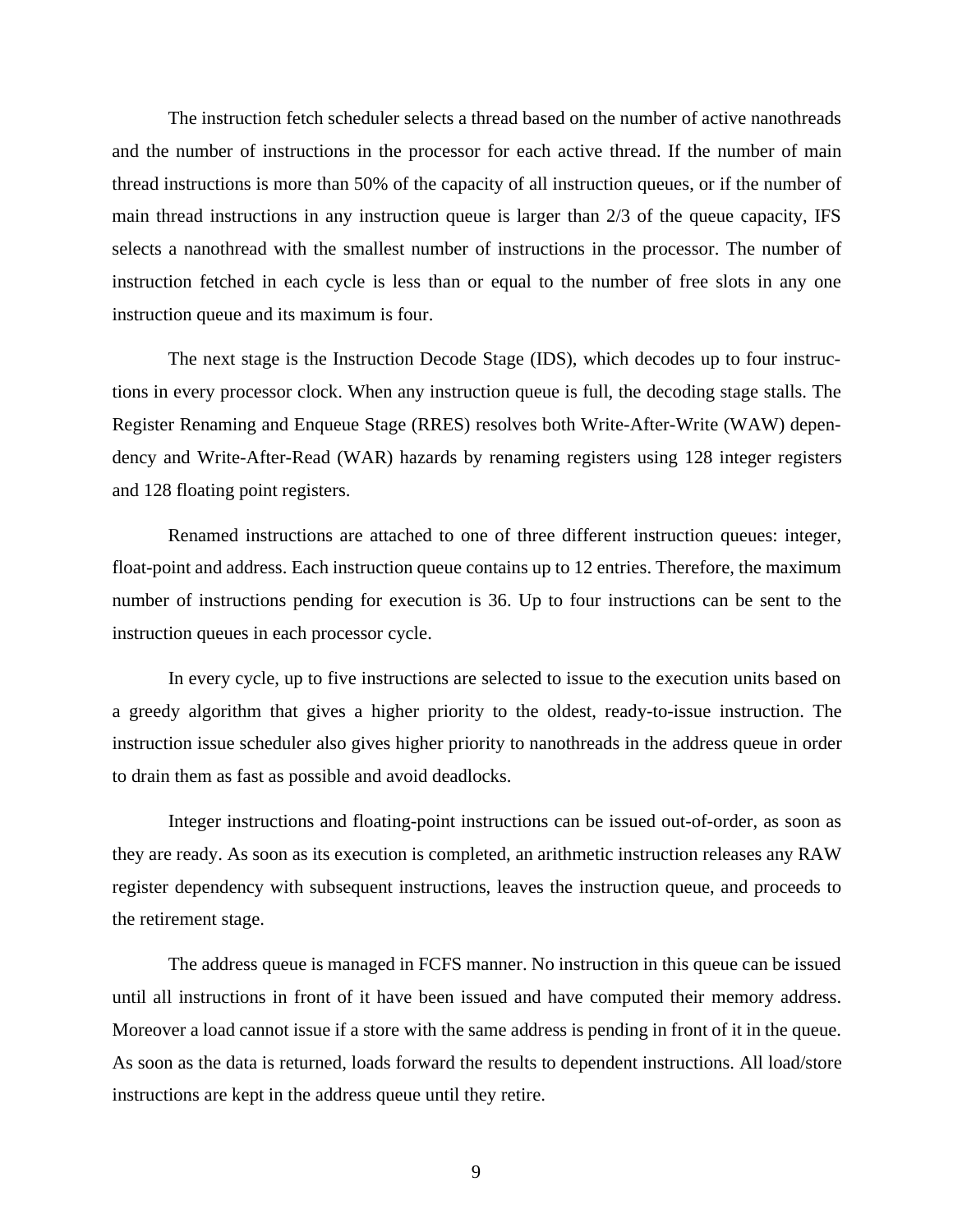The instruction fetch scheduler selects a thread based on the number of active nanothreads and the number of instructions in the processor for each active thread. If the number of main thread instructions is more than 50% of the capacity of all instruction queues, or if the number of main thread instructions in any instruction queue is larger than 2/3 of the queue capacity, IFS selects a nanothread with the smallest number of instructions in the processor. The number of instruction fetched in each cycle is less than or equal to the number of free slots in any one instruction queue and its maximum is four.

The next stage is the Instruction Decode Stage (IDS), which decodes up to four instructions in every processor clock. When any instruction queue is full, the decoding stage stalls. The Register Renaming and Enqueue Stage (RRES) resolves both Write-After-Write (WAW) dependency and Write-After-Read (WAR) hazards by renaming registers using 128 integer registers and 128 floating point registers.

Renamed instructions are attached to one of three different instruction queues: integer, float-point and address. Each instruction queue contains up to 12 entries. Therefore, the maximum number of instructions pending for execution is 36. Up to four instructions can be sent to the instruction queues in each processor cycle.

In every cycle, up to five instructions are selected to issue to the execution units based on a greedy algorithm that gives a higher priority to the oldest, ready-to-issue instruction. The instruction issue scheduler also gives higher priority to nanothreads in the address queue in order to drain them as fast as possible and avoid deadlocks.

Integer instructions and floating-point instructions can be issued out-of-order, as soon as they are ready. As soon as its execution is completed, an arithmetic instruction releases any RAW register dependency with subsequent instructions, leaves the instruction queue, and proceeds to the retirement stage.

The address queue is managed in FCFS manner. No instruction in this queue can be issued until all instructions in front of it have been issued and have computed their memory address. Moreover a load cannot issue if a store with the same address is pending in front of it in the queue. As soon as the data is returned, loads forward the results to dependent instructions. All load/store instructions are kept in the address queue until they retire.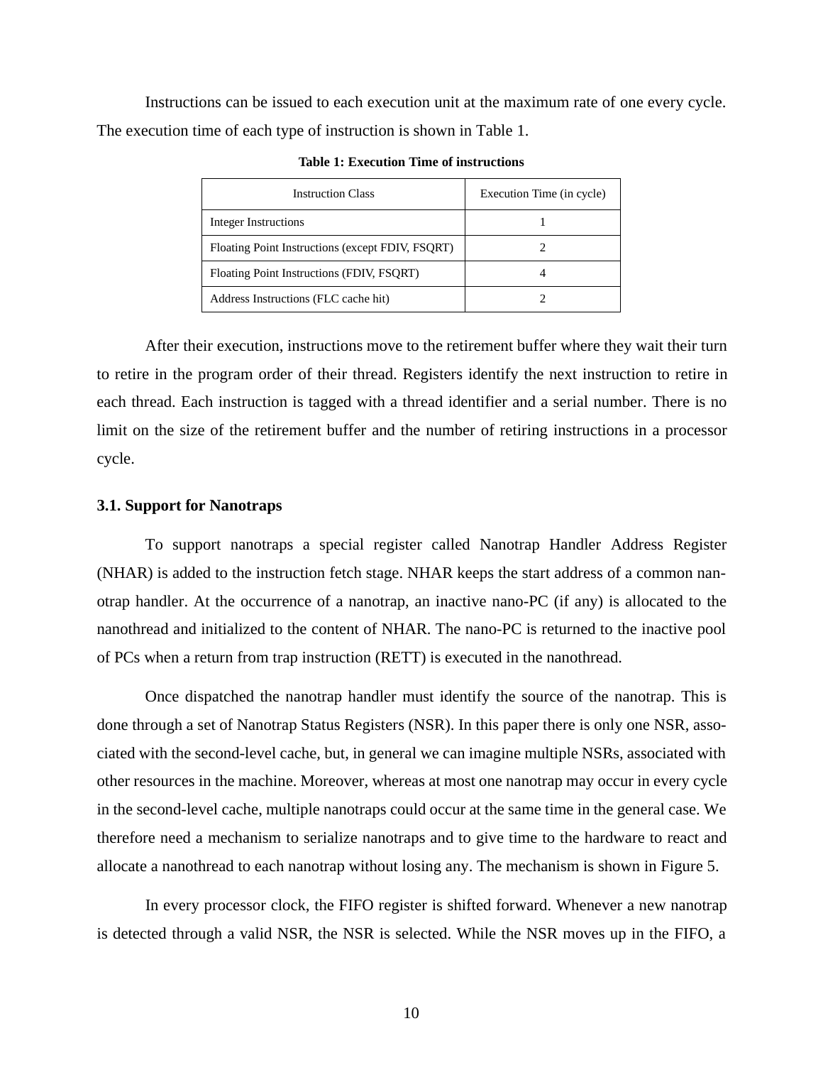Instructions can be issued to each execution unit at the maximum rate of one every cycle. The execution time of each type of instruction is shown in Table 1.

**Table 1: Execution Time of instructions**

| Instruction Class | Execution Time (in cycle) |
| --- | --- |
| Integer Instructions | 1 |
| Floating Point Instructions (except FDIV, FSQRT) | 2 |
| Floating Point Instructions (FDIV, FSQRT) | 4 |
| Address Instructions (FLC cache hit) | 2 |

After their execution, instructions move to the retirement buffer where they wait their turn to retire in the program order of their thread. Registers identify the next instruction to retire in each thread. Each instruction is tagged with a thread identifier and a serial number. There is no limit on the size of the retirement buffer and the number of retiring instructions in a processor cycle.

### 3.1. Support for Nanotraps

To support nanotraps a special register called Nanotrap Handler Address Register (NHAR) is added to the instruction fetch stage. NHAR keeps the start address of a common nanotrap handler. At the occurrence of a nanotrap, an inactive nano-PC (if any) is allocated to the nanothread and initialized to the content of NHAR. The nano-PC is returned to the inactive pool of PCs when a return from trap instruction (RETT) is executed in the nanothread.

Once dispatched the nanotrap handler must identify the source of the nanotrap. This is done through a set of Nanotrap Status Registers (NSR). In this paper there is only one NSR, associated with the second-level cache, but, in general we can imagine multiple NSRs, associated with other resources in the machine. Moreover, whereas at most one nanotrap may occur in every cycle in the second-level cache, multiple nanotraps could occur at the same time in the general case. We therefore need a mechanism to serialize nanotraps and to give time to the hardware to react and allocate a nanothread to each nanotrap without losing any. The mechanism is shown in Figure 5.

In every processor clock, the FIFO register is shifted forward. Whenever a new nanotrap is detected through a valid NSR, the NSR is selected. While the NSR moves up in the FIFO, a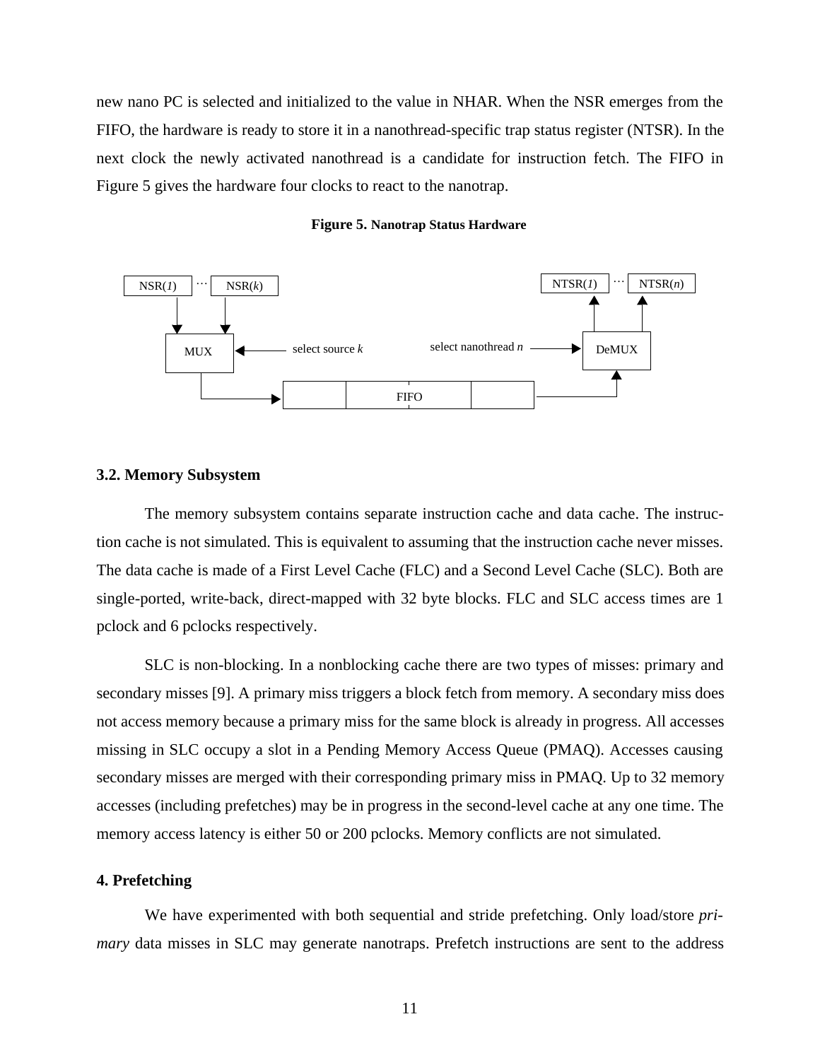new nano PC is selected and initialized to the value in NHAR. When the NSR emerges from the FIFO, the hardware is ready to store it in a nanothread-specific trap status register (NTSR). In the next clock the newly activated nanothread is a candidate for instruction fetch. The FIFO in Figure 5 gives the hardware four clocks to react to the nanotrap.

**Figure 5. Nanotrap Status Hardware**

### 3.2. Memory Subsystem

The memory subsystem contains separate instruction cache and data cache. The instruction cache is not simulated. This is equivalent to assuming that the instruction cache never misses. The data cache is made of a First Level Cache (FLC) and a Second Level Cache (SLC). Both are single-ported, write-back, direct-mapped with 32 byte blocks. FLC and SLC access times are 1 pclock and 6 pclocks respectively.

SLC is non-blocking. In a nonblocking cache there are two types of misses: primary and secondary misses [9]. A primary miss triggers a block fetch from memory. A secondary miss does not access memory because a primary miss for the same block is already in progress. All accesses missing in SLC occupy a slot in a Pending Memory Access Queue (PMAQ). Accesses causing secondary misses are merged with their corresponding primary miss in PMAQ. Up to 32 memory accesses (including prefetches) may be in progress in the second-level cache at any one time. The memory access latency is either 50 or 200 pclocks. Memory conflicts are not simulated.

## 4. Prefetching

We have experimented with both sequential and stride prefetching. Only load/store *primary* data misses in SLC may generate nanotraps. Prefetch instructions are sent to the address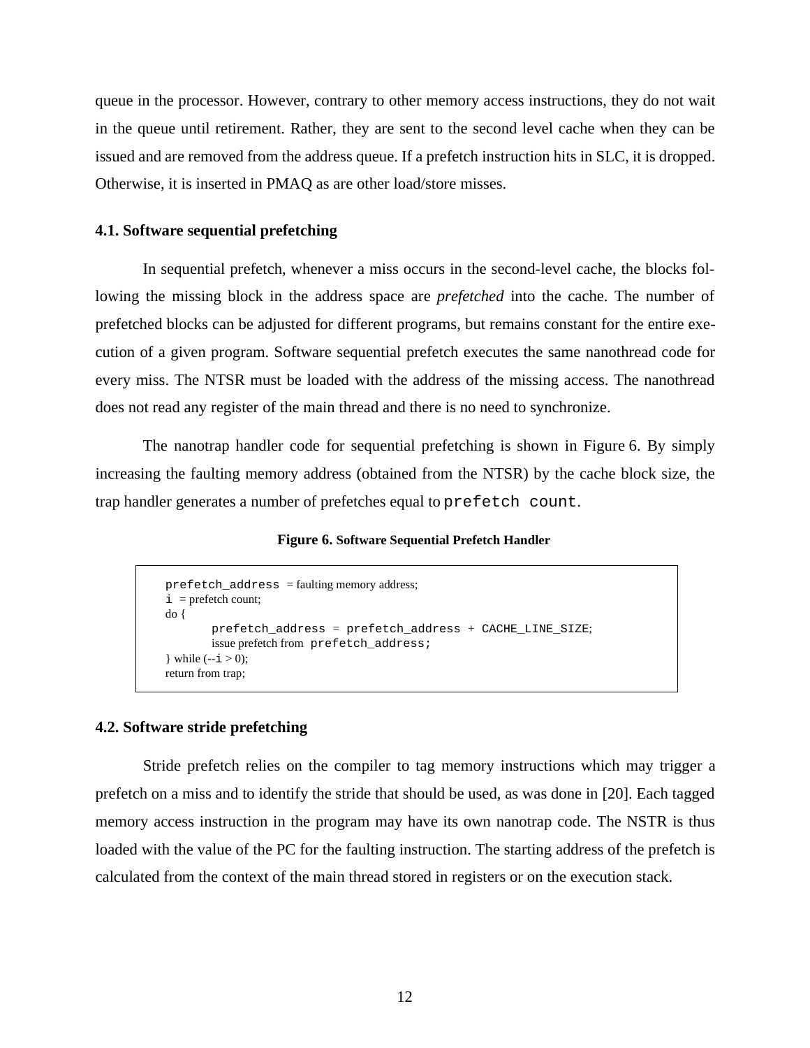queue in the processor. However, contrary to other memory access instructions, they do not wait in the queue until retirement. Rather, they are sent to the second level cache when they can be issued and are removed from the address queue. If a prefetch instruction hits in SLC, it is dropped. Otherwise, it is inserted in PMAQ as are other load/store misses.

### 4.1. Software sequential prefetching

In sequential prefetch, whenever a miss occurs in the second-level cache, the blocks following the missing block in the address space are *prefetched* into the cache. The number of prefetched blocks can be adjusted for different programs, but remains constant for the entire execution of a given program. Software sequential prefetch executes the same nanothread code for every miss. The NTSR must be loaded with the address of the missing access. The nanothread does not read any register of the main thread and there is no need to synchronize.

The nanotrap handler code for sequential prefetching is shown in Figure 6. By simply increasing the faulting memory address (obtained from the NTSR) by the cache block size, the trap handler generates a number of prefetches equal to `prefetch count`.

**Figure 6.** **Software Sequential Prefetch Handler**

```
prefetch_address = faulting memory address;
i = prefetch count;
do {
        prefetch_address = prefetch_address + CACHE_LINE_SIZE;
        issue prefetch from prefetch_address;
} while (--i > 0);
return from trap;
```

### 4.2. Software stride prefetching

Stride prefetch relies on the compiler to tag memory instructions which may trigger a prefetch on a miss and to identify the stride that should be used, as was done in [20]. Each tagged memory access instruction in the program may have its own nanotrap code. The NSTR is thus loaded with the value of the PC for the faulting instruction. The starting address of the prefetch is calculated from the context of the main thread stored in registers or on the execution stack.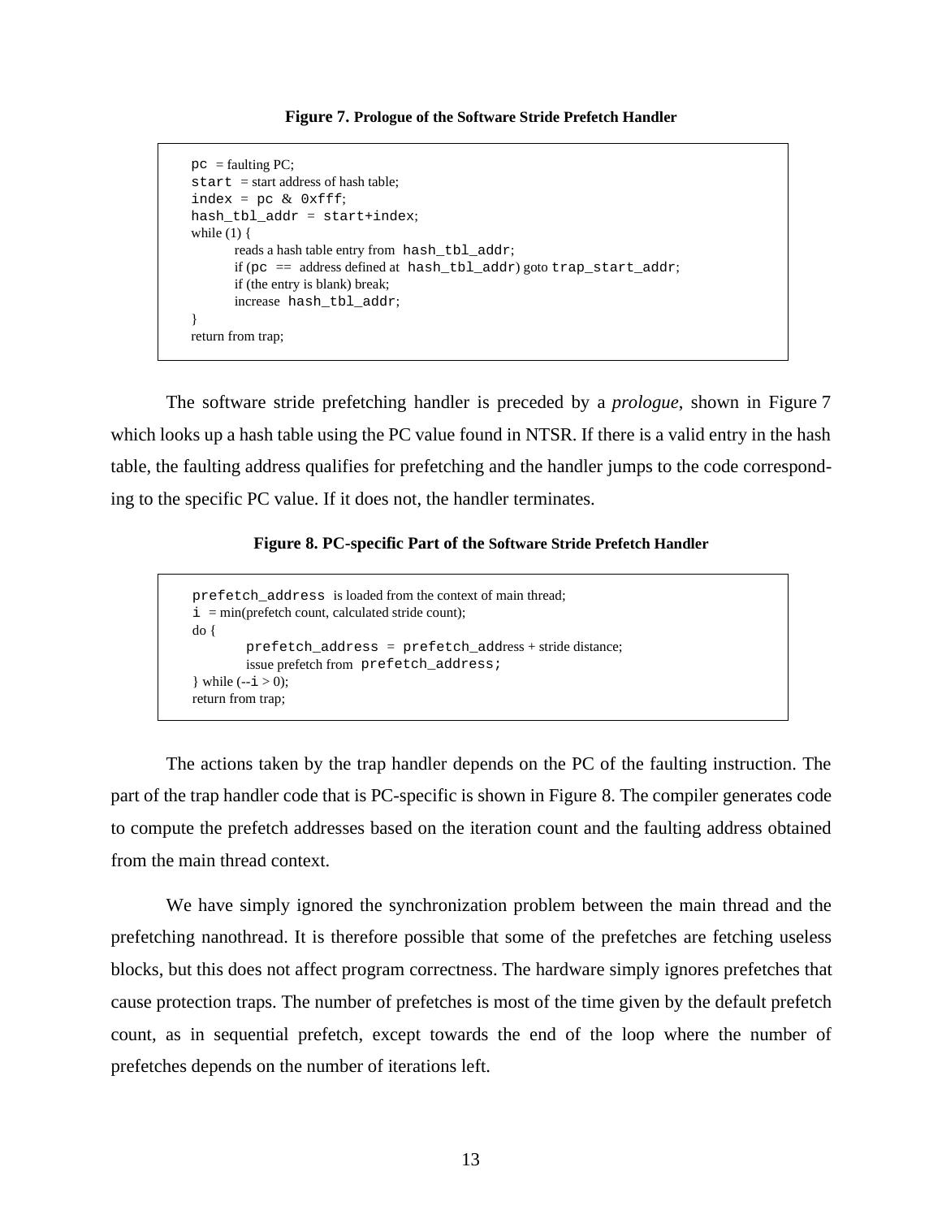**Figure 7. Prologue of the Software Stride Prefetch Handler**

```
pc = faulting PC;
start = start address of hash table;
index = pc & 0xfff;
hash_tbl_addr = start+index;
while (1) {
        reads a hash table entry from hash_tbl_addr;
        if (pc == address defined at hash_tbl_addr) goto trap_start_addr;
        if (the entry is blank) break;
        increase hash_tbl_addr;
}
return from trap;
```

The software stride prefetching handler is preceded by a *prologue*, shown in Figure 7 which looks up a hash table using the PC value found in NTSR. If there is a valid entry in the hash table, the faulting address qualifies for prefetching and the handler jumps to the code corresponding to the specific PC value. If it does not, the handler terminates.

**Figure 8. PC-specific Part of the Software Stride Prefetch Handler**

```
prefetch_address is loaded from the context of main thread;
i = min(prefetch count, calculated stride count);
do {
        prefetch_address = prefetch_address + stride distance;
        issue prefetch from prefetch_address;
} while (--i > 0);
return from trap;
```

The actions taken by the trap handler depends on the PC of the faulting instruction. The part of the trap handler code that is PC-specific is shown in Figure 8. The compiler generates code to compute the prefetch addresses based on the iteration count and the faulting address obtained from the main thread context.

We have simply ignored the synchronization problem between the main thread and the prefetching nanothread. It is therefore possible that some of the prefetches are fetching useless blocks, but this does not affect program correctness. The hardware simply ignores prefetches that cause protection traps. The number of prefetches is most of the time given by the default prefetch count, as in sequential prefetch, except towards the end of the loop where the number of prefetches depends on the number of iterations left.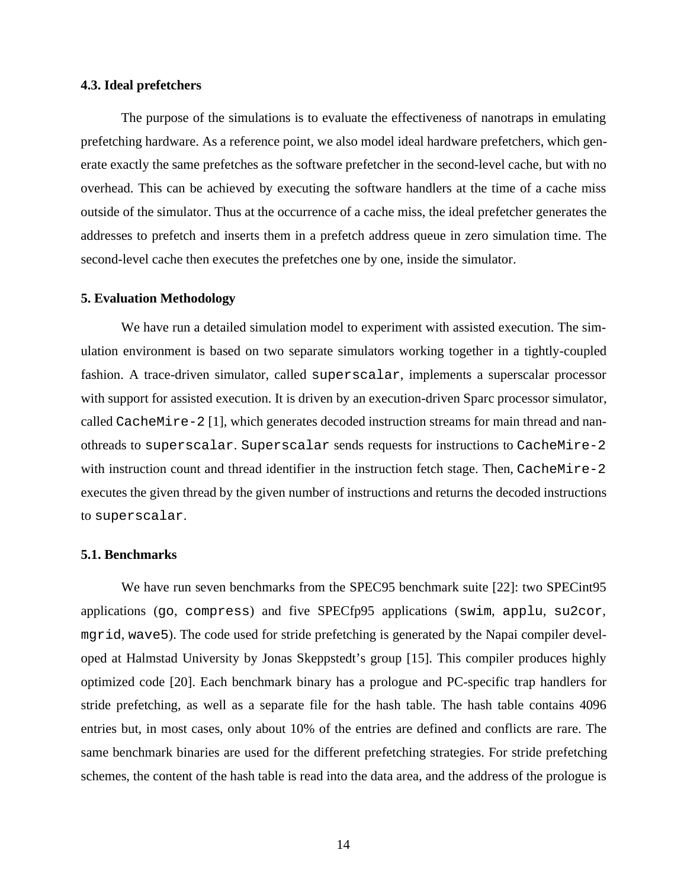### 4.3. Ideal prefetchers

The purpose of the simulations is to evaluate the effectiveness of nanotraps in emulating prefetching hardware. As a reference point, we also model ideal hardware prefetchers, which generate exactly the same prefetches as the software prefetcher in the second-level cache, but with no overhead. This can be achieved by executing the software handlers at the time of a cache miss outside of the simulator. Thus at the occurrence of a cache miss, the ideal prefetcher generates the addresses to prefetch and inserts them in a prefetch address queue in zero simulation time. The second-level cache then executes the prefetches one by one, inside the simulator.

## 5. Evaluation Methodology

We have run a detailed simulation model to experiment with assisted execution. The simulation environment is based on two separate simulators working together in a tightly-coupled fashion. A trace-driven simulator, called `superscalar`, implements a superscalar processor with support for assisted execution. It is driven by an execution-driven Sparc processor simulator, called `CacheMire-2` [1], which generates decoded instruction streams for main thread and nanothreads to `superscalar`. `Superscalar` sends requests for instructions to `CacheMire-2` with instruction count and thread identifier in the instruction fetch stage. Then, `CacheMire-2` executes the given thread by the given number of instructions and returns the decoded instructions to `superscalar`.

### 5.1. Benchmarks

We have run seven benchmarks from the SPEC95 benchmark suite [22]: two SPECint95 applications (`go`, `compress`) and five SPECfp95 applications (`swim`, `applu`, `su2cor`, `mgrid`, `wave5`). The code used for stride prefetching is generated by the Napai compiler developed at Halmstad University by Jonas Skeppstedt's group [15]. This compiler produces highly optimized code [20]. Each benchmark binary has a prologue and PC-specific trap handlers for stride prefetching, as well as a separate file for the hash table. The hash table contains 4096 entries but, in most cases, only about 10% of the entries are defined and conflicts are rare. The same benchmark binaries are used for the different prefetching strategies. For stride prefetching schemes, the content of the hash table is read into the data area, and the address of the prologue is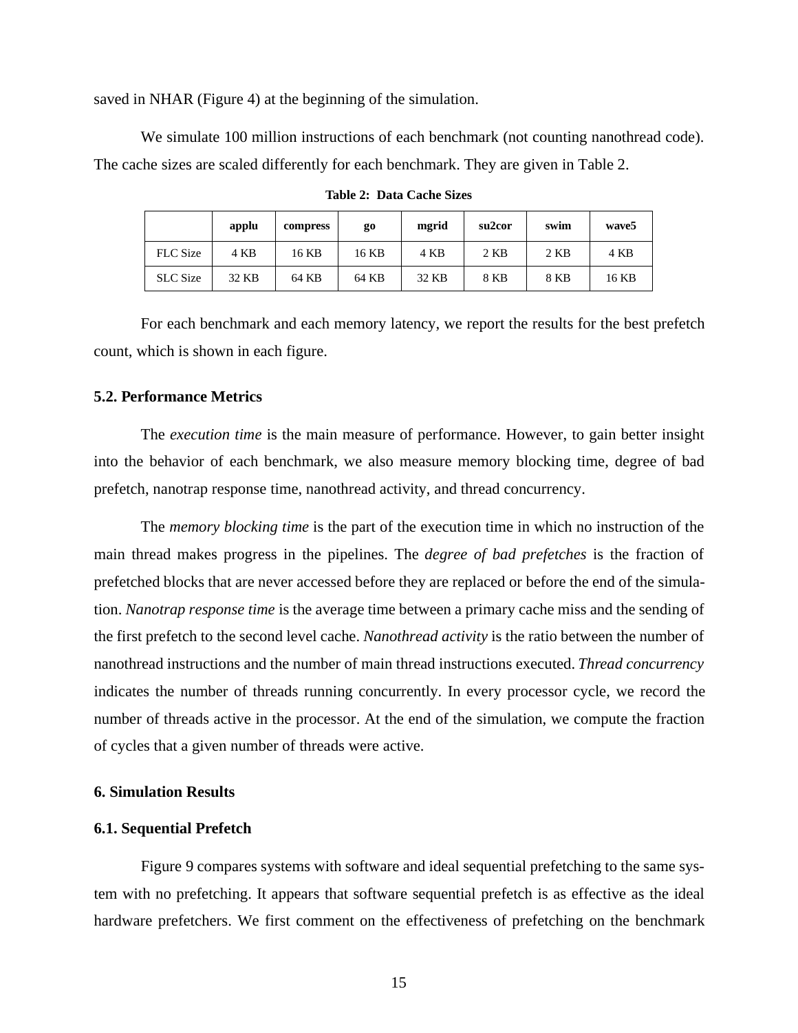saved in NHAR (Figure 4) at the beginning of the simulation.

We simulate 100 million instructions of each benchmark (not counting nanothread code). The cache sizes are scaled differently for each benchmark. They are given in Table 2.

**Table 2: Data Cache Sizes**

| | applu | compress | go | mgrid | su2cor | swim | wave5 |
|---|---|---|---|---|---|---|---|
| FLC Size | 4 KB | 16 KB | 16 KB | 4 KB | 2 KB | 2 KB | 4 KB |
| SLC Size | 32 KB | 64 KB | 64 KB | 32 KB | 8 KB | 8 KB | 16 KB |

For each benchmark and each memory latency, we report the results for the best prefetch count, which is shown in each figure.

### 5.2. Performance Metrics

The *execution time* is the main measure of performance. However, to gain better insight into the behavior of each benchmark, we also measure memory blocking time, degree of bad prefetch, nanotrap response time, nanothread activity, and thread concurrency.

The *memory blocking time* is the part of the execution time in which no instruction of the main thread makes progress in the pipelines. The *degree of bad prefetches* is the fraction of prefetched blocks that are never accessed before they are replaced or before the end of the simulation. *Nanotrap response time* is the average time between a primary cache miss and the sending of the first prefetch to the second level cache. *Nanothread activity* is the ratio between the number of nanothread instructions and the number of main thread instructions executed. *Thread concurrency* indicates the number of threads running concurrently. In every processor cycle, we record the number of threads active in the processor. At the end of the simulation, we compute the fraction of cycles that a given number of threads were active.

## 6. Simulation Results

### 6.1. Sequential Prefetch

Figure 9 compares systems with software and ideal sequential prefetching to the same system with no prefetching. It appears that software sequential prefetch is as effective as the ideal hardware prefetchers. We first comment on the effectiveness of prefetching on the benchmark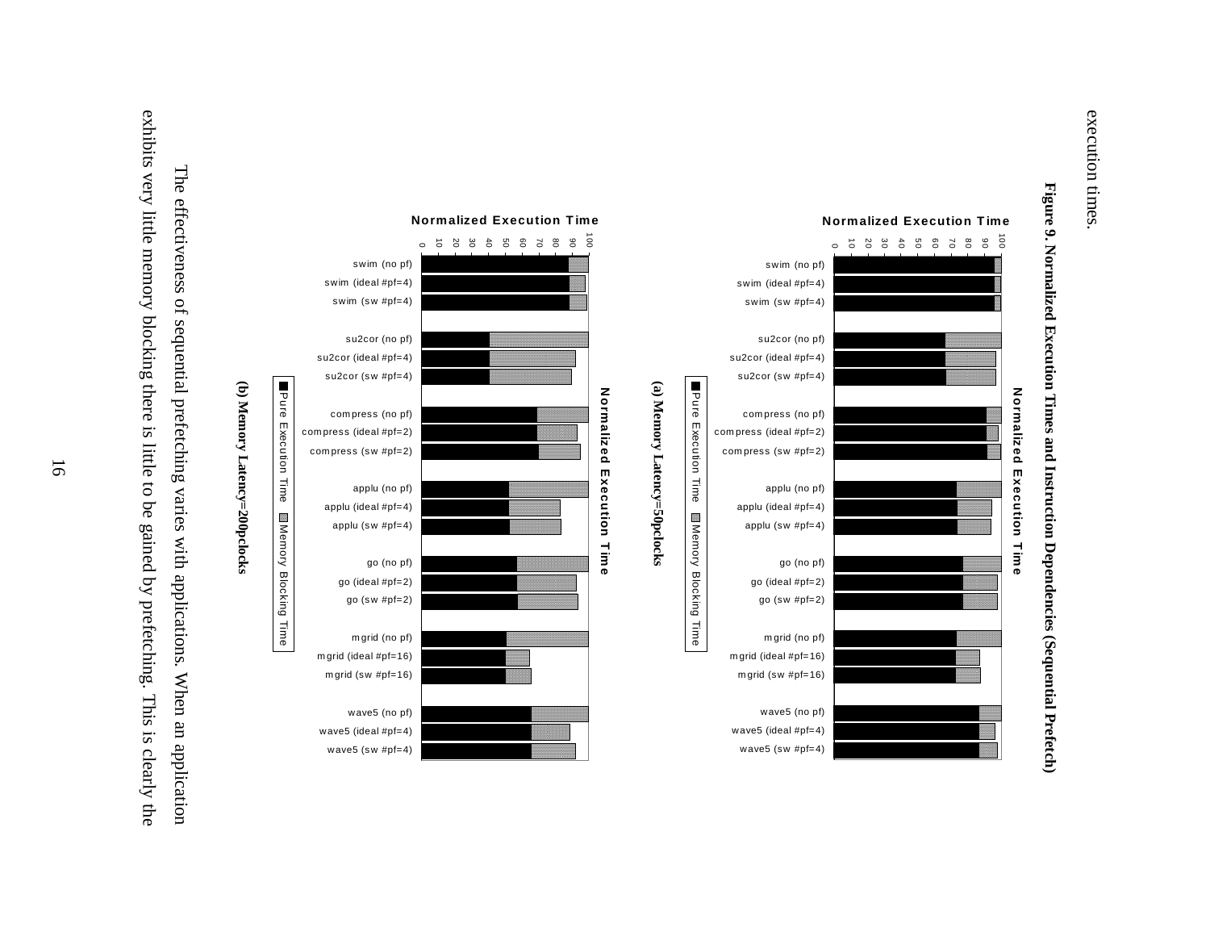execution times.

**Figure 9. Normalized Execution Times and Instruction Dependencies (Sequential Prefetch)**

**(a) Memory Latency=50pclocks**

**(b) Memory Latency=200pclocks**

The effectiveness of sequential prefetching varies with applications. When an application exhibits very little memory blocking there is little to be gained by prefetching. This is clearly the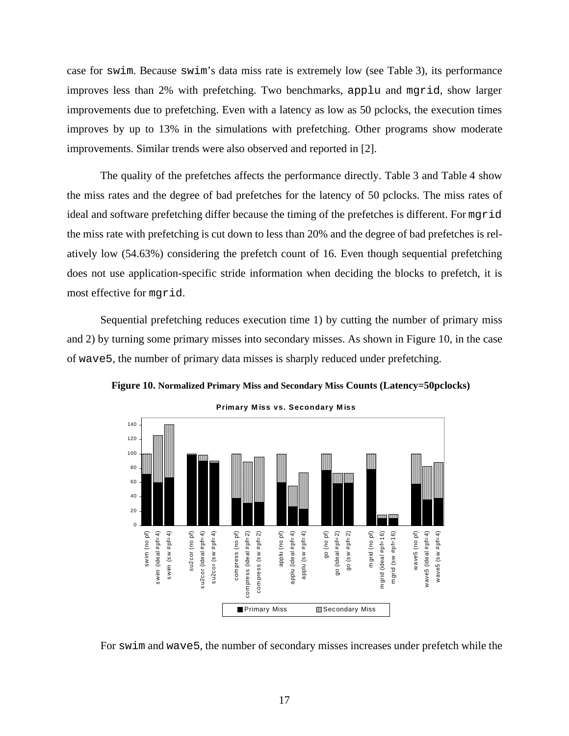case for swim. Because swim's data miss rate is extremely low (see Table 3), its performance improves less than 2% with prefetching. Two benchmarks, applu and mgrid, show larger improvements due to prefetching. Even with a latency as low as 50 pclocks, the execution times improves by up to 13% in the simulations with prefetching. Other programs show moderate improvements. Similar trends were also observed and reported in [2].

The quality of the prefetches affects the performance directly. Table 3 and Table 4 show the miss rates and the degree of bad prefetches for the latency of 50 pclocks. The miss rates of ideal and software prefetching differ because the timing of the prefetches is different. For mgrid the miss rate with prefetching is cut down to less than 20% and the degree of bad prefetches is relatively low (54.63%) considering the prefetch count of 16. Even though sequential prefetching does not use application-specific stride information when deciding the blocks to prefetch, it is most effective for mgrid.

Sequential prefetching reduces execution time 1) by cutting the number of primary miss and 2) by turning some primary misses into secondary misses. As shown in Figure 10, in the case of wave5, the number of primary data misses is sharply reduced under prefetching.

**Figure 10.** **Normalized Primary Miss and Secondary Miss Counts (Latency=50pclocks)**

For swim and wave5, the number of secondary misses increases under prefetch while the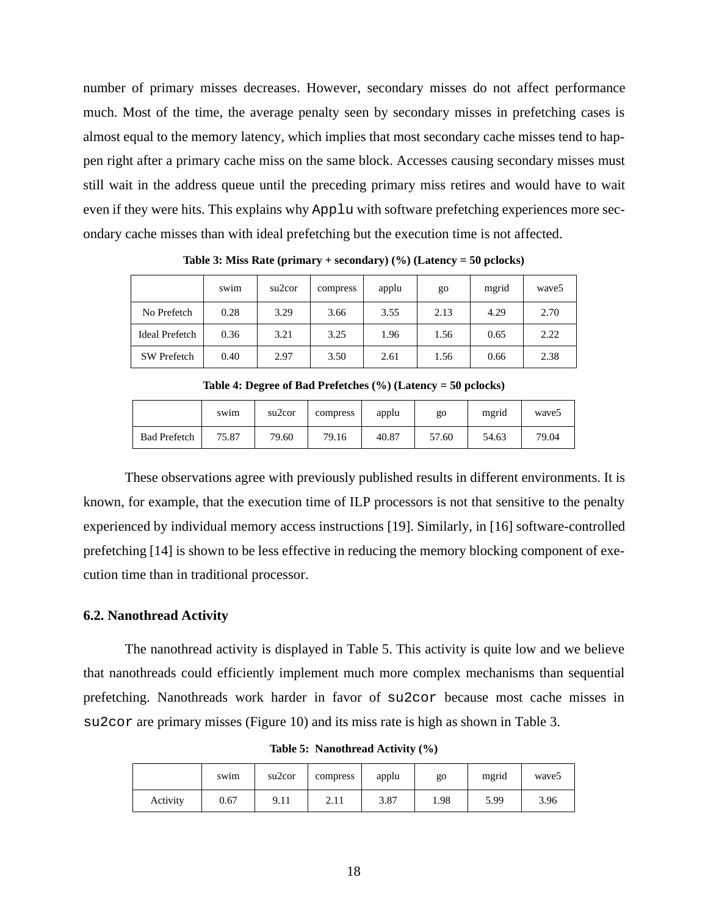number of primary misses decreases. However, secondary misses do not affect performance much. Most of the time, the average penalty seen by secondary misses in prefetching cases is almost equal to the memory latency, which implies that most secondary cache misses tend to happen right after a primary cache miss on the same block. Accesses causing secondary misses must still wait in the address queue until the preceding primary miss retires and would have to wait even if they were hits. This explains why `Applu` with software prefetching experiences more secondary cache misses than with ideal prefetching but the execution time is not affected.

**Table 3: Miss Rate (primary + secondary) (%) (Latency = 50 pclocks)**

| | swim | su2cor | compress | applu | go | mgrid | wave5 |
|---|---|---|---|---|---|---|---|
| No Prefetch | 0.28 | 3.29 | 3.66 | 3.55 | 2.13 | 4.29 | 2.70 |
| Ideal Prefetch | 0.36 | 3.21 | 3.25 | 1.96 | 1.56 | 0.65 | 2.22 |
| SW Prefetch | 0.40 | 2.97 | 3.50 | 2.61 | 1.56 | 0.66 | 2.38 |

**Table 4: Degree of Bad Prefetches (%) (Latency = 50 pclocks)**

| | swim | su2cor | compress | applu | go | mgrid | wave5 |
|---|---|---|---|---|---|---|---|
| Bad Prefetch | 75.87 | 79.60 | 79.16 | 40.87 | 57.60 | 54.63 | 79.04 |

These observations agree with previously published results in different environments. It is known, for example, that the execution time of ILP processors is not that sensitive to the penalty experienced by individual memory access instructions [19]. Similarly, in [16] software-controlled prefetching [14] is shown to be less effective in reducing the memory blocking component of execution time than in traditional processor.

### 6.2. Nanothread Activity

The nanothread activity is displayed in Table 5. This activity is quite low and we believe that nanothreads could efficiently implement much more complex mechanisms than sequential prefetching. Nanothreads work harder in favor of `su2cor` because most cache misses in `su2cor` are primary misses (Figure 10) and its miss rate is high as shown in Table 3.

**Table 5: Nanothread Activity (%)**

| | swim | su2cor | compress | applu | go | mgrid | wave5 |
|---|---|---|---|---|---|---|---|
| Activity | 0.67 | 9.11 | 2.11 | 3.87 | 1.98 | 5.99 | 3.96 |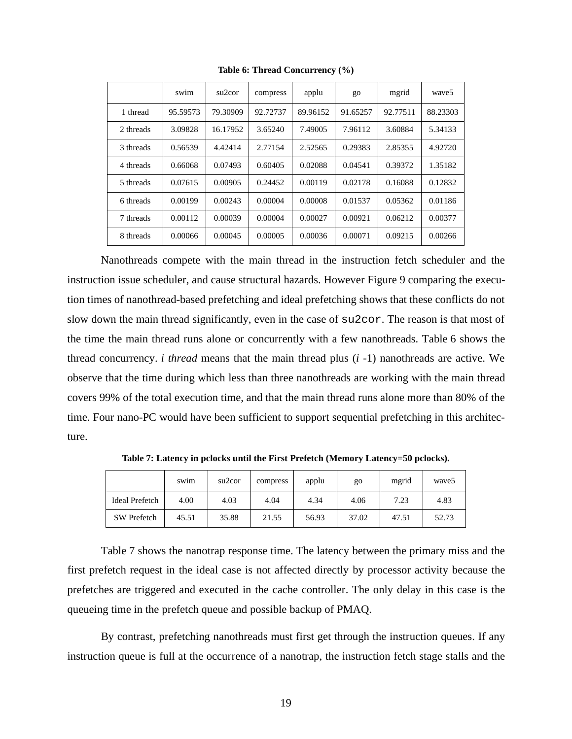**Table 6: Thread Concurrency (%)**

| | swim | su2cor | compress | applu | go | mgrid | wave5 |
|---|---|---|---|---|---|---|---|
| 1 thread | 95.59573 | 79.30909 | 92.72737 | 89.96152 | 91.65257 | 92.77511 | 88.23303 |
| 2 threads | 3.09828 | 16.17952 | 3.65240 | 7.49005 | 7.96112 | 3.60884 | 5.34133 |
| 3 threads | 0.56539 | 4.42414 | 2.77154 | 2.52565 | 0.29383 | 2.85355 | 4.92720 |
| 4 threads | 0.66068 | 0.07493 | 0.60405 | 0.02088 | 0.04541 | 0.39372 | 1.35182 |
| 5 threads | 0.07615 | 0.00905 | 0.24452 | 0.00119 | 0.02178 | 0.16088 | 0.12832 |
| 6 threads | 0.00199 | 0.00243 | 0.00004 | 0.00008 | 0.01537 | 0.05362 | 0.01186 |
| 7 threads | 0.00112 | 0.00039 | 0.00004 | 0.00027 | 0.00921 | 0.06212 | 0.00377 |
| 8 threads | 0.00066 | 0.00045 | 0.00005 | 0.00036 | 0.00071 | 0.09215 | 0.00266 |

Nanothreads compete with the main thread in the instruction fetch scheduler and the instruction issue scheduler, and cause structural hazards. However Figure 9 comparing the execution times of nanothread-based prefetching and ideal prefetching shows that these conflicts do not slow down the main thread significantly, even in the case of `su2cor`. The reason is that most of the time the main thread runs alone or concurrently with a few nanothreads. Table 6 shows the thread concurrency. *i thread* means that the main thread plus ($i$ -1) nanothreads are active. We observe that the time during which less than three nanothreads are working with the main thread covers 99% of the total execution time, and that the main thread runs alone more than 80% of the time. Four nano-PC would have been sufficient to support sequential prefetching in this architecture.

**Table 7: Latency in pclocks until the First Prefetch (Memory Latency=50 pclocks).**

| | swim | su2cor | compress | applu | go | mgrid | wave5 |
|---|---|---|---|---|---|---|---|
| Ideal Prefetch | 4.00 | 4.03 | 4.04 | 4.34 | 4.06 | 7.23 | 4.83 |
| SW Prefetch | 45.51 | 35.88 | 21.55 | 56.93 | 37.02 | 47.51 | 52.73 |

Table 7 shows the nanotrap response time. The latency between the primary miss and the first prefetch request in the ideal case is not affected directly by processor activity because the prefetches are triggered and executed in the cache controller. The only delay in this case is the queueing time in the prefetch queue and possible backup of PMAQ.

By contrast, prefetching nanothreads must first get through the instruction queues. If any instruction queue is full at the occurrence of a nanotrap, the instruction fetch stage stalls and the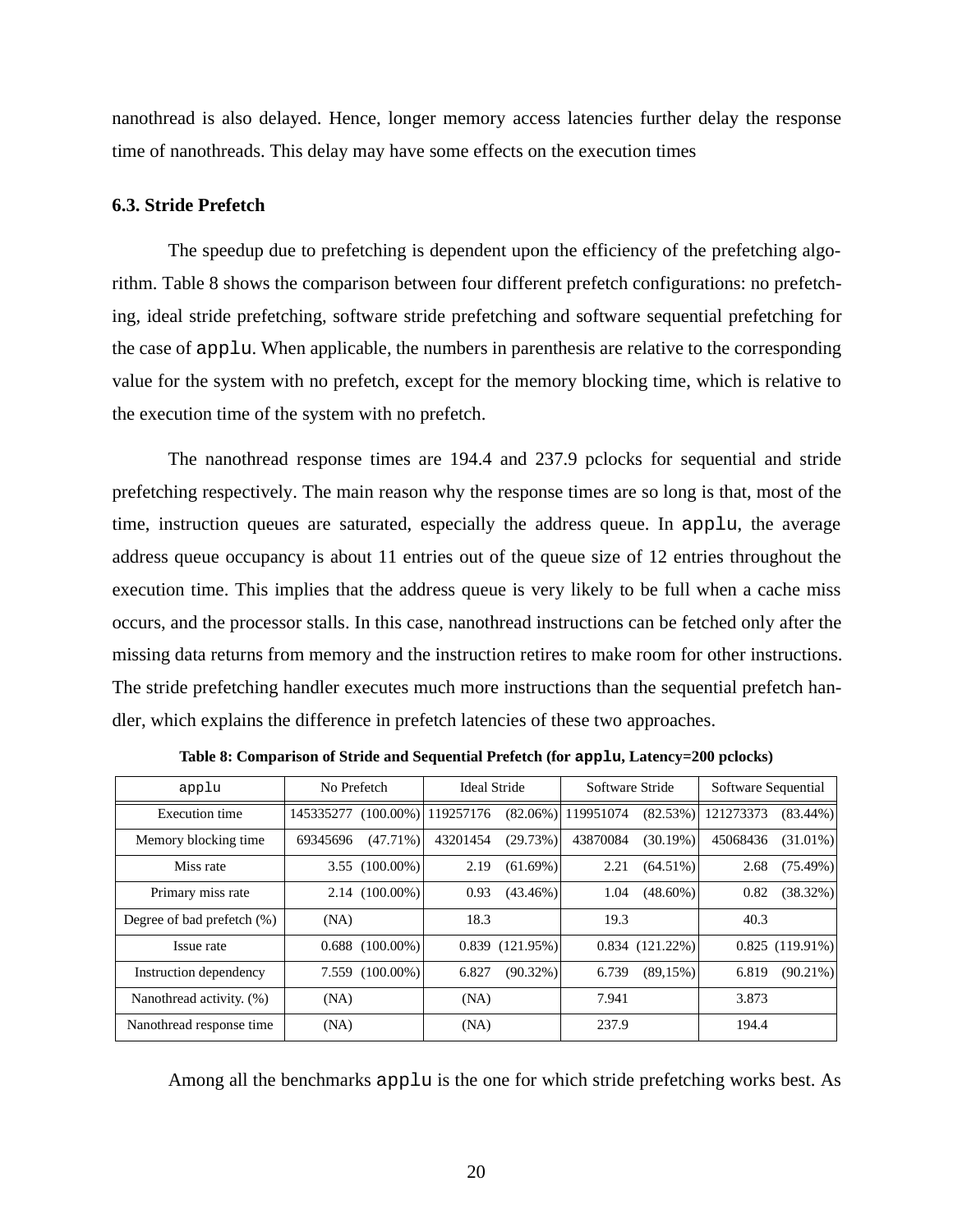nanothread is also delayed. Hence, longer memory access latencies further delay the response time of nanothreads. This delay may have some effects on the execution times

### 6.3. Stride Prefetch

The speedup due to prefetching is dependent upon the efficiency of the prefetching algorithm. Table 8 shows the comparison between four different prefetch configurations: no prefetching, ideal stride prefetching, software stride prefetching and software sequential prefetching for the case of `applu`. When applicable, the numbers in parenthesis are relative to the corresponding value for the system with no prefetch, except for the memory blocking time, which is relative to the execution time of the system with no prefetch.

The nanothread response times are 194.4 and 237.9 pclocks for sequential and stride prefetching respectively. The main reason why the response times are so long is that, most of the time, instruction queues are saturated, especially the address queue. In `applu`, the average address queue occupancy is about 11 entries out of the queue size of 12 entries throughout the execution time. This implies that the address queue is very likely to be full when a cache miss occurs, and the processor stalls. In this case, nanothread instructions can be fetched only after the missing data returns from memory and the instruction retires to make room for other instructions. The stride prefetching handler executes much more instructions than the sequential prefetch handler, which explains the difference in prefetch latencies of these two approaches.

**Table 8: Comparison of Stride and Sequential Prefetch (for `applu`, Latency=200 pclocks)**

| `applu` | No Prefetch | | Ideal Stride | | Software Stride | | Software Sequential | |
|---|---|---|---|---|---|---|---|---|
| Execution time | 145335277 | (100.00%) | 119257176 | (82.06%) | 119951074 | (82.53%) | 121273373 | (83.44%) |
| Memory blocking time | 69345696 | (47.71%) | 43201454 | (29.73%) | 43870084 | (30.19%) | 45068436 | (31.01%) |
| Miss rate | 3.55 | (100.00%) | 2.19 | (61.69%) | 2.21 | (64.51%) | 2.68 | (75.49%) |
| Primary miss rate | 2.14 | (100.00%) | 0.93 | (43.46%) | 1.04 | (48.60%) | 0.82 | (38.32%) |
| Degree of bad prefetch (%) | (NA) | | 18.3 | | 19.3 | | 40.3 | |
| Issue rate | 0.688 | (100.00%) | 0.839 | (121.95%) | 0.834 | (121.22%) | 0.825 | (119.91%) |
| Instruction dependency | 7.559 | (100.00%) | 6.827 | (90.32%) | 6.739 | (89,15%) | 6.819 | (90.21%) |
| Nanothread activity. (%) | (NA) | | (NA) | | 7.941 | | 3.873 | |
| Nanothread response time | (NA) | | (NA) | | 237.9 | | 194.4 | |

Among all the benchmarks `applu` is the one for which stride prefetching works best. As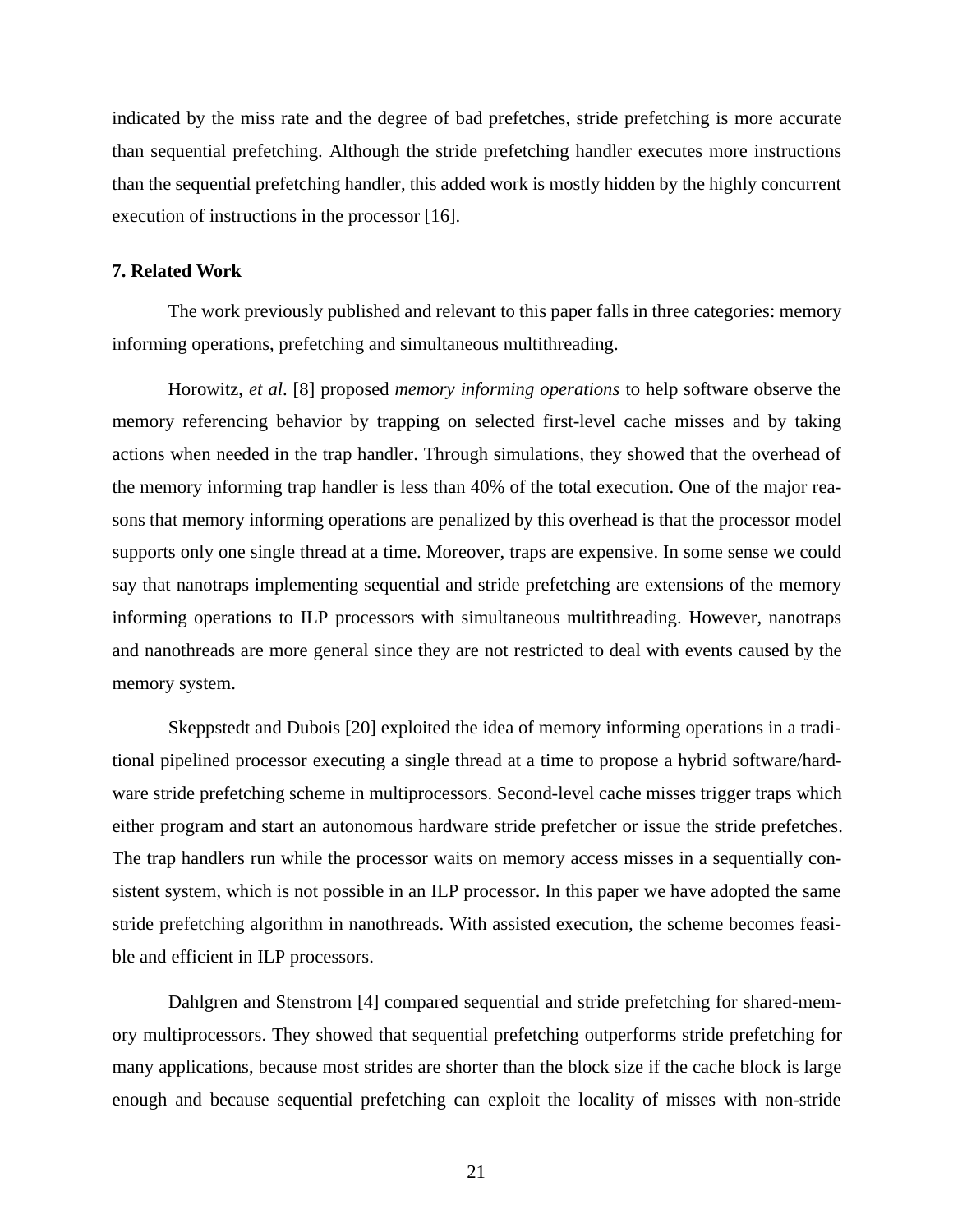indicated by the miss rate and the degree of bad prefetches, stride prefetching is more accurate than sequential prefetching. Although the stride prefetching handler executes more instructions than the sequential prefetching handler, this added work is mostly hidden by the highly concurrent execution of instructions in the processor [16].

## 7. Related Work

The work previously published and relevant to this paper falls in three categories: memory informing operations, prefetching and simultaneous multithreading.

Horowitz, *et al*. [8] proposed *memory informing operations* to help software observe the memory referencing behavior by trapping on selected first-level cache misses and by taking actions when needed in the trap handler. Through simulations, they showed that the overhead of the memory informing trap handler is less than 40% of the total execution. One of the major reasons that memory informing operations are penalized by this overhead is that the processor model supports only one single thread at a time. Moreover, traps are expensive. In some sense we could say that nanotraps implementing sequential and stride prefetching are extensions of the memory informing operations to ILP processors with simultaneous multithreading. However, nanotraps and nanothreads are more general since they are not restricted to deal with events caused by the memory system.

Skeppstedt and Dubois [20] exploited the idea of memory informing operations in a traditional pipelined processor executing a single thread at a time to propose a hybrid software/hardware stride prefetching scheme in multiprocessors. Second-level cache misses trigger traps which either program and start an autonomous hardware stride prefetcher or issue the stride prefetches. The trap handlers run while the processor waits on memory access misses in a sequentially consistent system, which is not possible in an ILP processor. In this paper we have adopted the same stride prefetching algorithm in nanothreads. With assisted execution, the scheme becomes feasible and efficient in ILP processors.

Dahlgren and Stenstrom [4] compared sequential and stride prefetching for shared-memory multiprocessors. They showed that sequential prefetching outperforms stride prefetching for many applications, because most strides are shorter than the block size if the cache block is large enough and because sequential prefetching can exploit the locality of misses with non-stride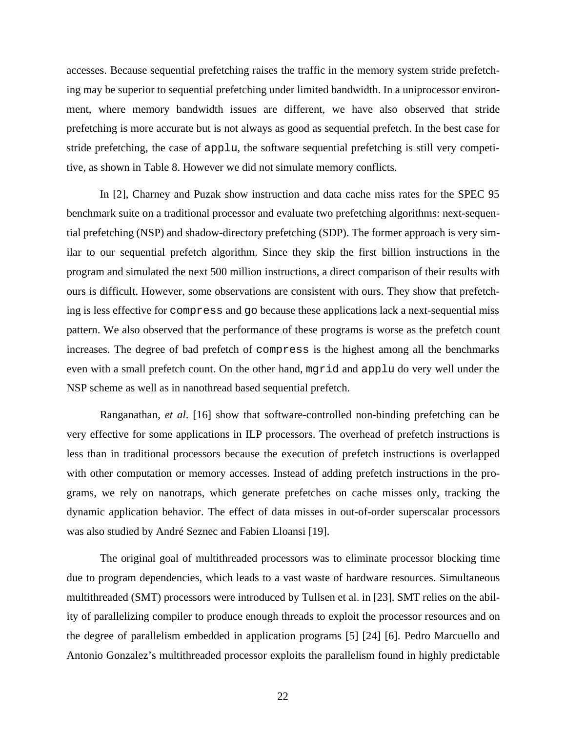accesses. Because sequential prefetching raises the traffic in the memory system stride prefetching may be superior to sequential prefetching under limited bandwidth. In a uniprocessor environment, where memory bandwidth issues are different, we have also observed that stride prefetching is more accurate but is not always as good as sequential prefetch. In the best case for stride prefetching, the case of `applu`, the software sequential prefetching is still very competitive, as shown in Table 8. However we did not simulate memory conflicts.

In [2], Charney and Puzak show instruction and data cache miss rates for the SPEC 95 benchmark suite on a traditional processor and evaluate two prefetching algorithms: next-sequential prefetching (NSP) and shadow-directory prefetching (SDP). The former approach is very similar to our sequential prefetch algorithm. Since they skip the first billion instructions in the program and simulated the next 500 million instructions, a direct comparison of their results with ours is difficult. However, some observations are consistent with ours. They show that prefetching is less effective for `compress` and `go` because these applications lack a next-sequential miss pattern. We also observed that the performance of these programs is worse as the prefetch count increases. The degree of bad prefetch of `compress` is the highest among all the benchmarks even with a small prefetch count. On the other hand, `mgrid` and `applu` do very well under the NSP scheme as well as in nanothread based sequential prefetch.

Ranganathan, *et al*. [16] show that software-controlled non-binding prefetching can be very effective for some applications in ILP processors. The overhead of prefetch instructions is less than in traditional processors because the execution of prefetch instructions is overlapped with other computation or memory accesses. Instead of adding prefetch instructions in the programs, we rely on nanotraps, which generate prefetches on cache misses only, tracking the dynamic application behavior. The effect of data misses in out-of-order superscalar processors was also studied by André Seznec and Fabien Lloansi [19].

The original goal of multithreaded processors was to eliminate processor blocking time due to program dependencies, which leads to a vast waste of hardware resources. Simultaneous multithreaded (SMT) processors were introduced by Tullsen et al. in [23]. SMT relies on the ability of parallelizing compiler to produce enough threads to exploit the processor resources and on the degree of parallelism embedded in application programs [5] [24] [6]. Pedro Marcuello and Antonio Gonzalez's multithreaded processor exploits the parallelism found in highly predictable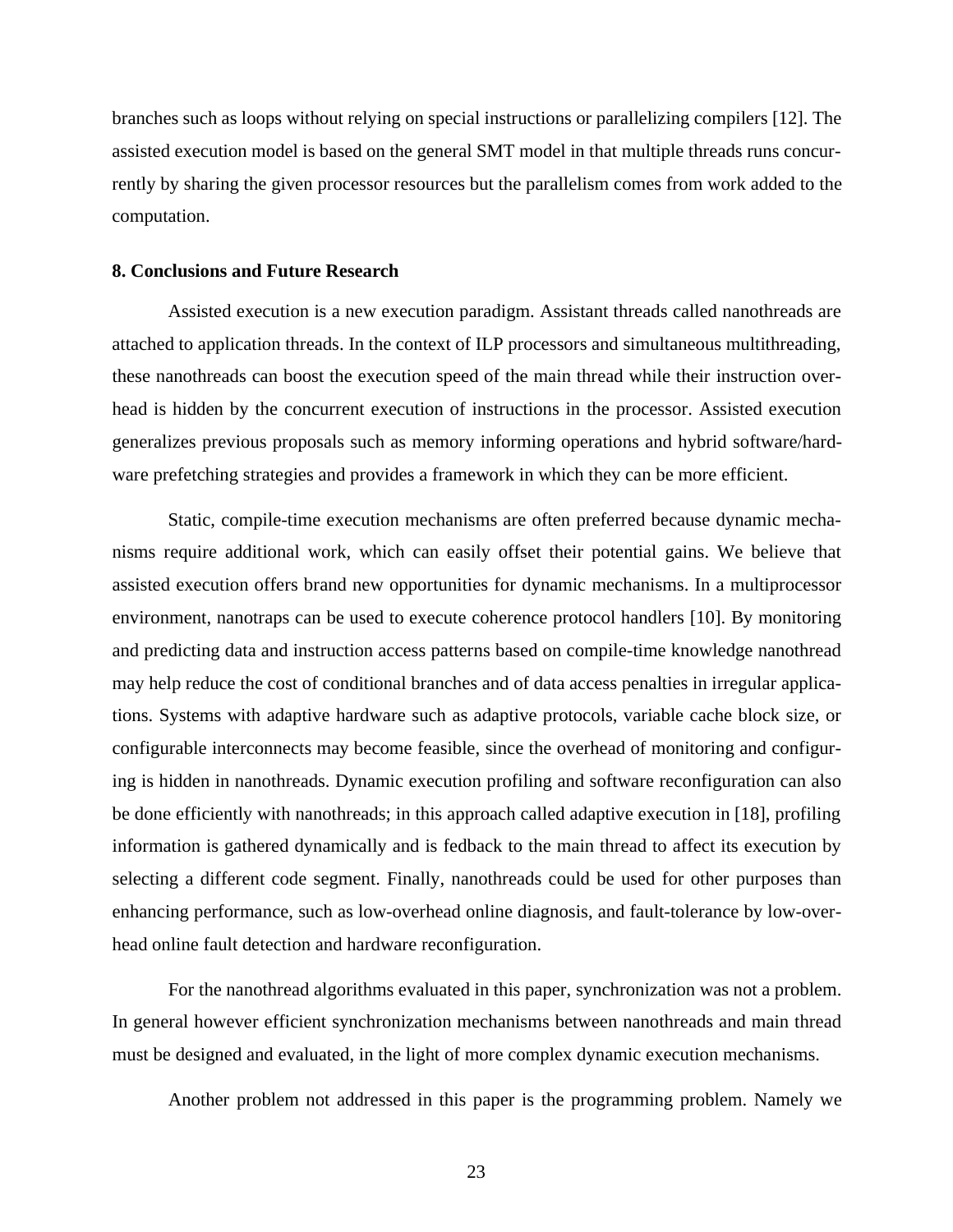branches such as loops without relying on special instructions or parallelizing compilers [12]. The assisted execution model is based on the general SMT model in that multiple threads runs concurrently by sharing the given processor resources but the parallelism comes from work added to the computation.

## 8. Conclusions and Future Research

Assisted execution is a new execution paradigm. Assistant threads called nanothreads are attached to application threads. In the context of ILP processors and simultaneous multithreading, these nanothreads can boost the execution speed of the main thread while their instruction overhead is hidden by the concurrent execution of instructions in the processor. Assisted execution generalizes previous proposals such as memory informing operations and hybrid software/hardware prefetching strategies and provides a framework in which they can be more efficient.

Static, compile-time execution mechanisms are often preferred because dynamic mechanisms require additional work, which can easily offset their potential gains. We believe that assisted execution offers brand new opportunities for dynamic mechanisms. In a multiprocessor environment, nanotraps can be used to execute coherence protocol handlers [10]. By monitoring and predicting data and instruction access patterns based on compile-time knowledge nanothread may help reduce the cost of conditional branches and of data access penalties in irregular applications. Systems with adaptive hardware such as adaptive protocols, variable cache block size, or configurable interconnects may become feasible, since the overhead of monitoring and configuring is hidden in nanothreads. Dynamic execution profiling and software reconfiguration can also be done efficiently with nanothreads; in this approach called adaptive execution in [18], profiling information is gathered dynamically and is fedback to the main thread to affect its execution by selecting a different code segment. Finally, nanothreads could be used for other purposes than enhancing performance, such as low-overhead online diagnosis, and fault-tolerance by low-overhead online fault detection and hardware reconfiguration.

For the nanothread algorithms evaluated in this paper, synchronization was not a problem. In general however efficient synchronization mechanisms between nanothreads and main thread must be designed and evaluated, in the light of more complex dynamic execution mechanisms.

Another problem not addressed in this paper is the programming problem. Namely we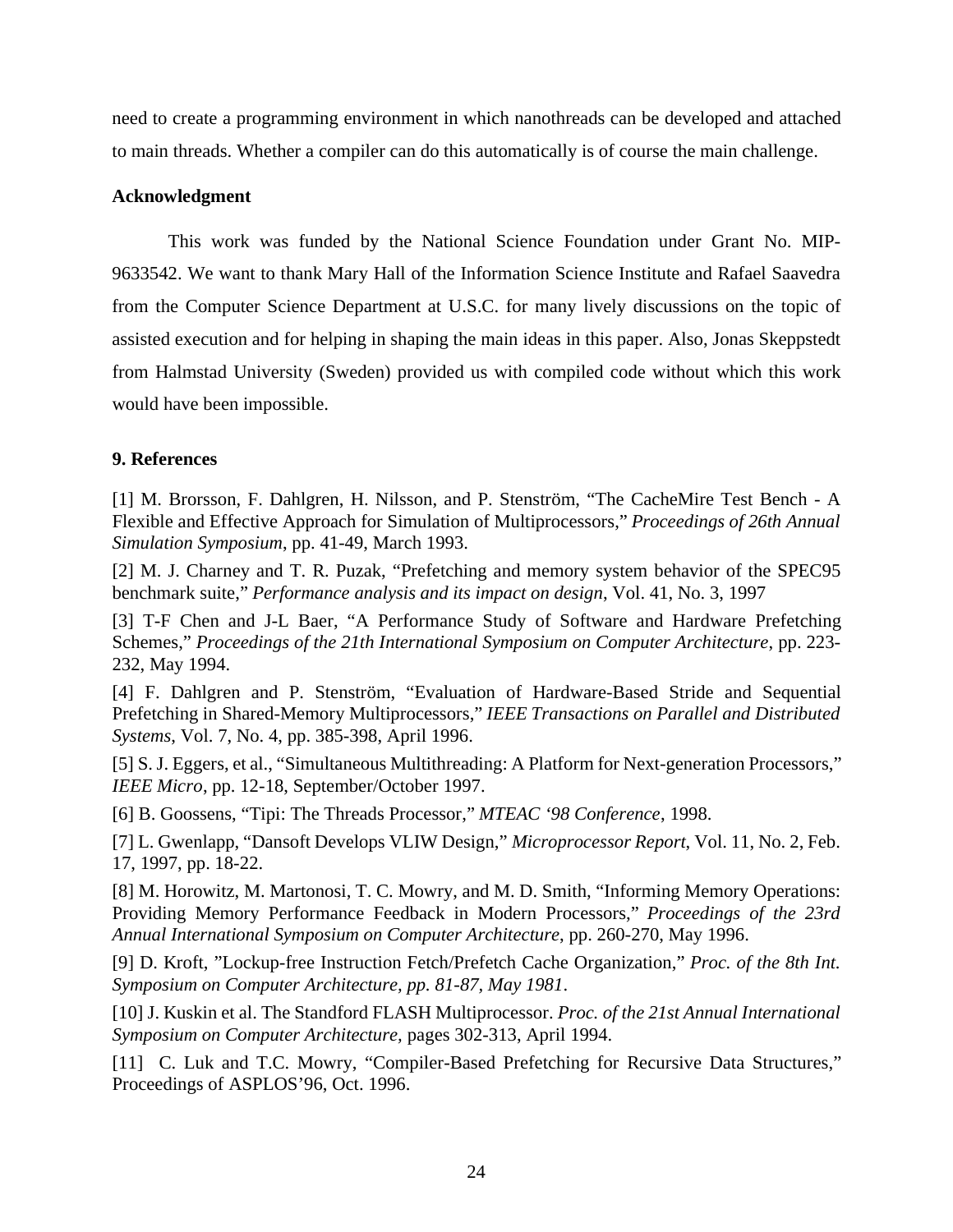need to create a programming environment in which nanothreads can be developed and attached to main threads. Whether a compiler can do this automatically is of course the main challenge.

**Acknowledgment**

This work was funded by the National Science Foundation under Grant No. MIP-9633542. We want to thank Mary Hall of the Information Science Institute and Rafael Saavedra from the Computer Science Department at U.S.C. for many lively discussions on the topic of assisted execution and for helping in shaping the main ideas in this paper. Also, Jonas Skeppstedt from Halmstad University (Sweden) provided us with compiled code without which this work would have been impossible.

## 9. References

[1] M. Brorsson, F. Dahlgren, H. Nilsson, and P. Stenström, "The CacheMire Test Bench - A Flexible and Effective Approach for Simulation of Multiprocessors," *Proceedings of 26th Annual Simulation Symposium*, pp. 41-49, March 1993.

[2] M. J. Charney and T. R. Puzak, "Prefetching and memory system behavior of the SPEC95 benchmark suite," *Performance analysis and its impact on design*, Vol. 41, No. 3, 1997

[3] T-F Chen and J-L Baer, "A Performance Study of Software and Hardware Prefetching Schemes," *Proceedings of the 21th International Symposium on Computer Architecture*, pp. 223-232, May 1994.

[4] F. Dahlgren and P. Stenström, "Evaluation of Hardware-Based Stride and Sequential Prefetching in Shared-Memory Multiprocessors," *IEEE Transactions on Parallel and Distributed Systems*, Vol. 7, No. 4, pp. 385-398, April 1996.

[5] S. J. Eggers, et al., "Simultaneous Multithreading: A Platform for Next-generation Processors," *IEEE Micro*, pp. 12-18, September/October 1997.

[6] B. Goossens, "Tipi: The Threads Processor," *MTEAC '98 Conference*, 1998.

[7] L. Gwenlapp, "Dansoft Develops VLIW Design," *Microprocessor Report*, Vol. 11, No. 2, Feb. 17, 1997, pp. 18-22.

[8] M. Horowitz, M. Martonosi, T. C. Mowry, and M. D. Smith, "Informing Memory Operations: Providing Memory Performance Feedback in Modern Processors," *Proceedings of the 23rd Annual International Symposium on Computer Architecture*, pp. 260-270, May 1996.

[9] D. Kroft, "Lockup-free Instruction Fetch/Prefetch Cache Organization," *Proc. of the 8th Int. Symposium on Computer Architecture, pp. 81-87, May 1981*.

[10] J. Kuskin et al. The Standford FLASH Multiprocessor. *Proc. of the 21st Annual International Symposium on Computer Architecture,* pages 302-313, April 1994.

[11] C. Luk and T.C. Mowry, "Compiler-Based Prefetching for Recursive Data Structures," Proceedings of ASPLOS'96, Oct. 1996.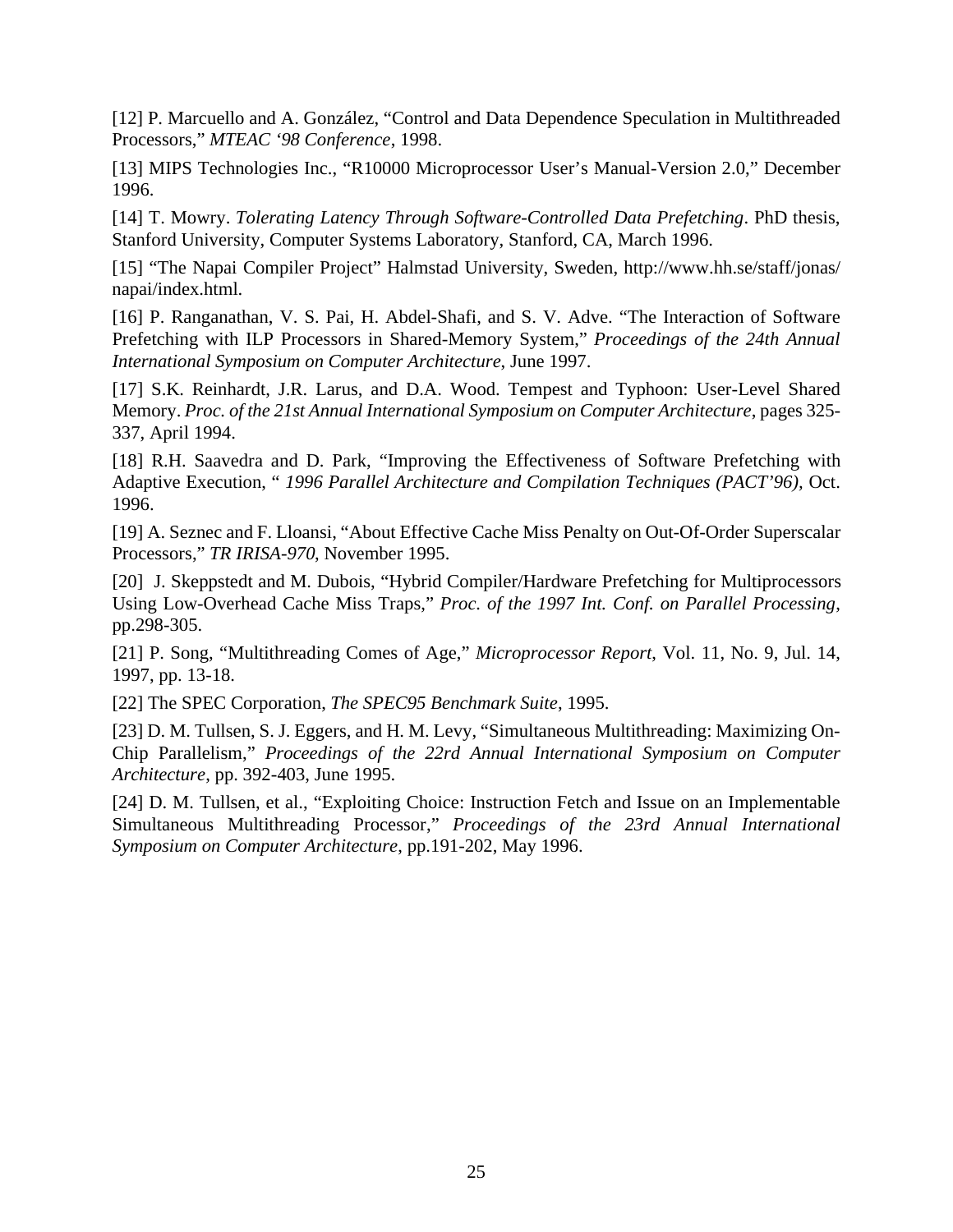[12] P. Marcuello and A. González, "Control and Data Dependence Speculation in Multithreaded Processors," *MTEAC '98 Conference*, 1998.

[13] MIPS Technologies Inc., "R10000 Microprocessor User's Manual-Version 2.0," December 1996.

[14] T. Mowry. *Tolerating Latency Through Software-Controlled Data Prefetching*. PhD thesis, Stanford University, Computer Systems Laboratory, Stanford, CA, March 1996.

[15] "The Napai Compiler Project" Halmstad University, Sweden, http://www.hh.se/staff/jonas/napai/index.html.

[16] P. Ranganathan, V. S. Pai, H. Abdel-Shafi, and S. V. Adve. "The Interaction of Software Prefetching with ILP Processors in Shared-Memory System," *Proceedings of the 24th Annual International Symposium on Computer Architecture*, June 1997.

[17] S.K. Reinhardt, J.R. Larus, and D.A. Wood. Tempest and Typhoon: User-Level Shared Memory. *Proc. of the 21st Annual International Symposium on Computer Architecture*, pages 325-337, April 1994.

[18] R.H. Saavedra and D. Park, "Improving the Effectiveness of Software Prefetching with Adaptive Execution, " *1996 Parallel Architecture and Compilation Techniques (PACT'96),* Oct. 1996.

[19] A. Seznec and F. Lloansi, "About Effective Cache Miss Penalty on Out-Of-Order Superscalar Processors," *TR IRISA-970*, November 1995.

[20] J. Skeppstedt and M. Dubois, "Hybrid Compiler/Hardware Prefetching for Multiprocessors Using Low-Overhead Cache Miss Traps," *Proc. of the 1997 Int. Conf. on Parallel Processing*, pp.298-305.

[21] P. Song, "Multithreading Comes of Age," *Microprocessor Report*, Vol. 11, No. 9, Jul. 14, 1997, pp. 13-18.

[22] The SPEC Corporation, *The SPEC95 Benchmark Suite*, 1995.

[23] D. M. Tullsen, S. J. Eggers, and H. M. Levy, "Simultaneous Multithreading: Maximizing On-Chip Parallelism," *Proceedings of the 22rd Annual International Symposium on Computer Architecture*, pp. 392-403, June 1995.

[24] D. M. Tullsen, et al., "Exploiting Choice: Instruction Fetch and Issue on an Implementable Simultaneous Multithreading Processor," *Proceedings of the 23rd Annual International Symposium on Computer Architecture*, pp.191-202, May 1996.